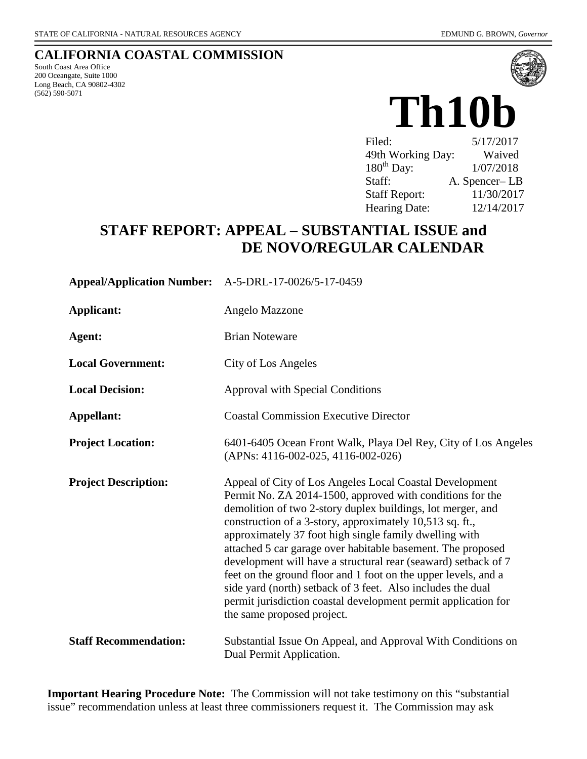STATE OF CALIFORNIA - NATURAL RESOURCES AGENCY EDMUND G. BROWN, *Governor*

# CALIFORNIA COASTAL COMMISSION

South Coast Area Office
200 Oceangate, Suite 1000
Long Beach, CA 90802-4302
(562) 590-5071

# Th10b

| | |
|---|---|
| Filed: | 5/17/2017 |
| 49th Working Day: | Waived |
| 180th Day: | 1/07/2018 |
| Staff: | A. Spencer– LB |
| Staff Report: | 11/30/2017 |
| Hearing Date: | 12/14/2017 |

## STAFF REPORT: APPEAL – SUBSTANTIAL ISSUE and DE NOVO/REGULAR CALENDAR

**Appeal/Application Number:** A-5-DRL-17-0026/5-17-0459

**Applicant:** Angelo Mazzone

**Agent:** Brian Noteware

**Local Government:** City of Los Angeles

**Local Decision:** Approval with Special Conditions

**Appellant:** Coastal Commission Executive Director

**Project Location:** 6401-6405 Ocean Front Walk, Playa Del Rey, City of Los Angeles (APNs: 4116-002-025, 4116-002-026)

**Project Description:** Appeal of City of Los Angeles Local Coastal Development Permit No. ZA 2014-1500, approved with conditions for the demolition of two 2-story duplex buildings, lot merger, and construction of a 3-story, approximately 10,513 sq. ft., approximately 37 foot high single family dwelling with attached 5 car garage over habitable basement. The proposed development will have a structural rear (seaward) setback of 7 feet on the ground floor and 1 foot on the upper levels, and a side yard (north) setback of 3 feet. Also includes the dual permit jurisdiction coastal development permit application for the same proposed project.

**Staff Recommendation:** Substantial Issue On Appeal, and Approval With Conditions on Dual Permit Application.

**Important Hearing Procedure Note:** The Commission will not take testimony on this "substantial issue" recommendation unless at least three commissioners request it. The Commission may ask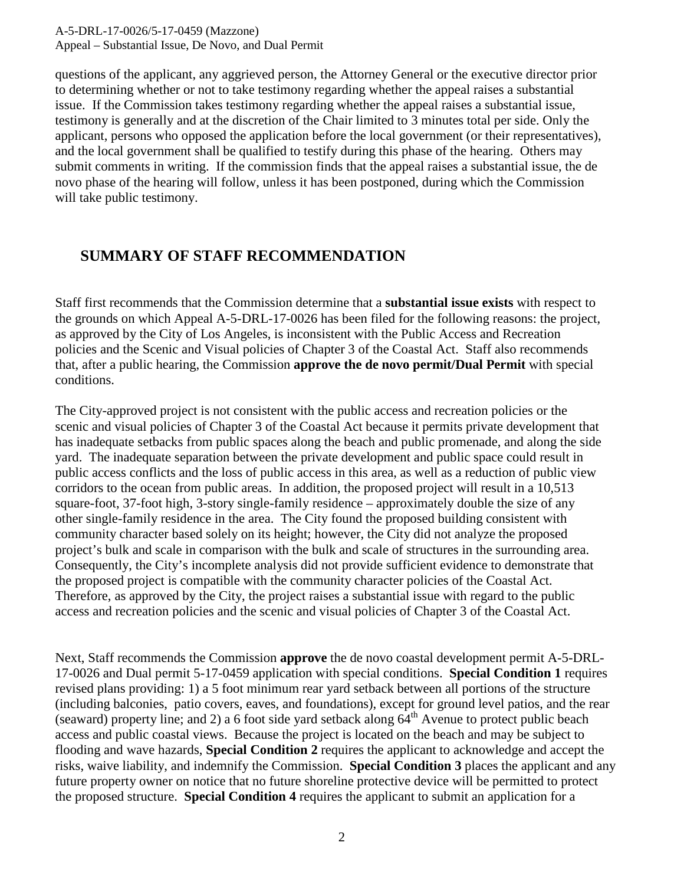questions of the applicant, any aggrieved person, the Attorney General or the executive director prior to determining whether or not to take testimony regarding whether the appeal raises a substantial issue. If the Commission takes testimony regarding whether the appeal raises a substantial issue, testimony is generally and at the discretion of the Chair limited to 3 minutes total per side. Only the applicant, persons who opposed the application before the local government (or their representatives), and the local government shall be qualified to testify during this phase of the hearing. Others may submit comments in writing. If the commission finds that the appeal raises a substantial issue, the de novo phase of the hearing will follow, unless it has been postponed, during which the Commission will take public testimony.

## SUMMARY OF STAFF RECOMMENDATION

Staff first recommends that the Commission determine that a **substantial issue exists** with respect to the grounds on which Appeal A-5-DRL-17-0026 has been filed for the following reasons: the project, as approved by the City of Los Angeles, is inconsistent with the Public Access and Recreation policies and the Scenic and Visual policies of Chapter 3 of the Coastal Act. Staff also recommends that, after a public hearing, the Commission **approve the de novo permit/Dual Permit** with special conditions.

The City-approved project is not consistent with the public access and recreation policies or the scenic and visual policies of Chapter 3 of the Coastal Act because it permits private development that has inadequate setbacks from public spaces along the beach and public promenade, and along the side yard. The inadequate separation between the private development and public space could result in public access conflicts and the loss of public access in this area, as well as a reduction of public view corridors to the ocean from public areas. In addition, the proposed project will result in a 10,513 square-foot, 37-foot high, 3-story single-family residence – approximately double the size of any other single-family residence in the area. The City found the proposed building consistent with community character based solely on its height; however, the City did not analyze the proposed project's bulk and scale in comparison with the bulk and scale of structures in the surrounding area. Consequently, the City's incomplete analysis did not provide sufficient evidence to demonstrate that the proposed project is compatible with the community character policies of the Coastal Act. Therefore, as approved by the City, the project raises a substantial issue with regard to the public access and recreation policies and the scenic and visual policies of Chapter 3 of the Coastal Act.

Next, Staff recommends the Commission **approve** the de novo coastal development permit A-5-DRL-17-0026 and Dual permit 5-17-0459 application with special conditions. **Special Condition 1** requires revised plans providing: 1) a 5 foot minimum rear yard setback between all portions of the structure (including balconies, patio covers, eaves, and foundations), except for ground level patios, and the rear (seaward) property line; and 2) a 6 foot side yard setback along 64th Avenue to protect public beach access and public coastal views. Because the project is located on the beach and may be subject to flooding and wave hazards, **Special Condition 2** requires the applicant to acknowledge and accept the risks, waive liability, and indemnify the Commission. **Special Condition 3** places the applicant and any future property owner on notice that no future shoreline protective device will be permitted to protect the proposed structure. **Special Condition 4** requires the applicant to submit an application for a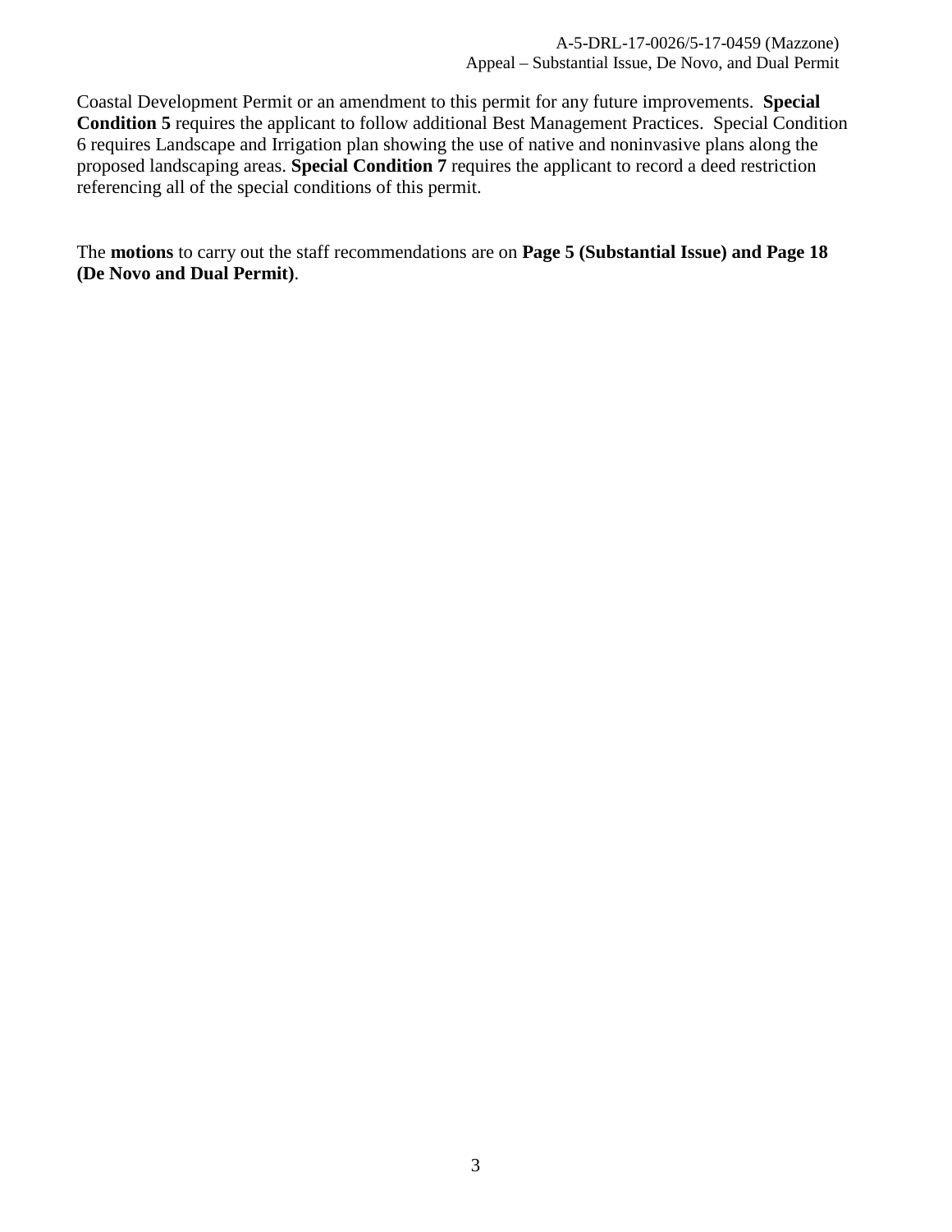Coastal Development Permit or an amendment to this permit for any future improvements. **Special Condition 5** requires the applicant to follow additional Best Management Practices. Special Condition 6 requires Landscape and Irrigation plan showing the use of native and noninvasive plans along the proposed landscaping areas. **Special Condition 7** requires the applicant to record a deed restriction referencing all of the special conditions of this permit.

The **motions** to carry out the staff recommendations are on **Page 5 (Substantial Issue) and Page 18 (De Novo and Dual Permit)**.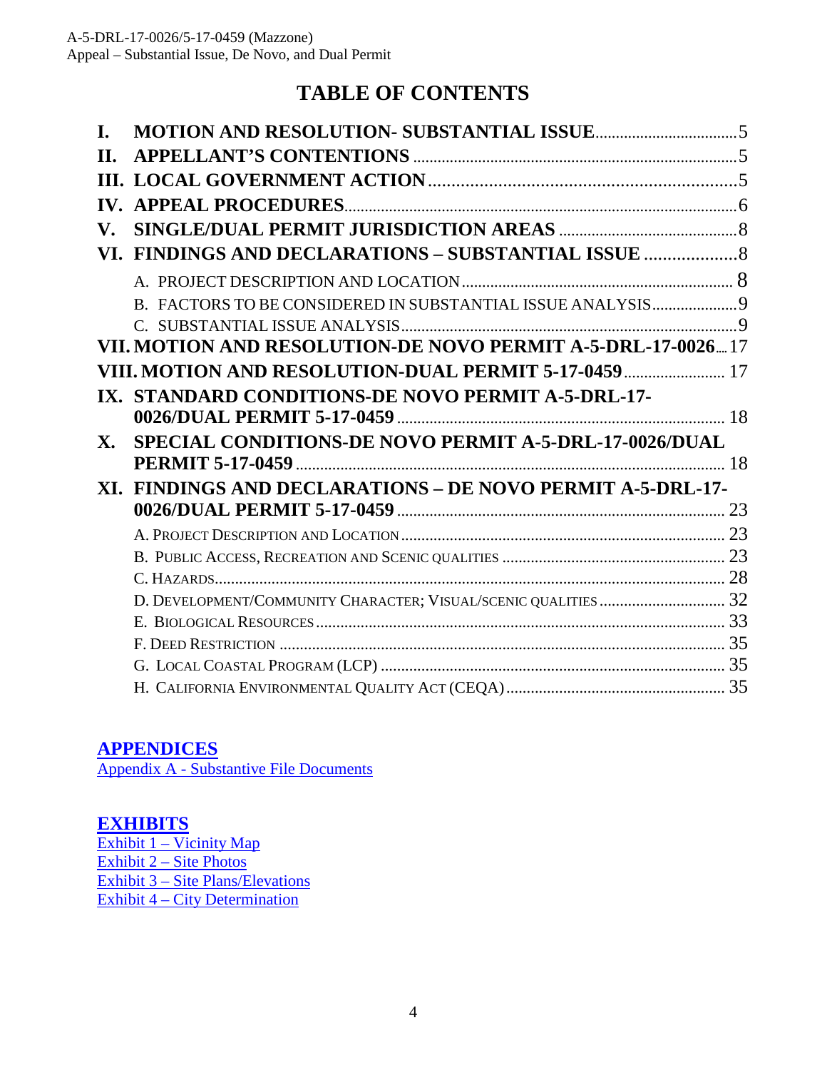# TABLE OF CONTENTS

**I. MOTION AND RESOLUTION- SUBSTANTIAL ISSUE** .......... 5

**II. APPELLANT'S CONTENTIONS** .......... 5

**III. LOCAL GOVERNMENT ACTION** .......... 5

**IV. APPEAL PROCEDURES** .......... 6

**V. SINGLE/DUAL PERMIT JURISDICTION AREAS** .......... 8

**VI. FINDINGS AND DECLARATIONS – SUBSTANTIAL ISSUE** .......... 8

- A. PROJECT DESCRIPTION AND LOCATION .......... 8
- B. FACTORS TO BE CONSIDERED IN SUBSTANTIAL ISSUE ANALYSIS .......... 9
- C. SUBSTANTIAL ISSUE ANALYSIS .......... 9

**VII. MOTION AND RESOLUTION-DE NOVO PERMIT A-5-DRL-17-0026** .......... 17

**VIII. MOTION AND RESOLUTION-DUAL PERMIT 5-17-0459** .......... 17

**IX. STANDARD CONDITIONS-DE NOVO PERMIT A-5-DRL-17-0026/DUAL PERMIT 5-17-0459** .......... 18

**X. SPECIAL CONDITIONS-DE NOVO PERMIT A-5-DRL-17-0026/DUAL PERMIT 5-17-0459** .......... 18

**XI. FINDINGS AND DECLARATIONS – DE NOVO PERMIT A-5-DRL-17-0026/DUAL PERMIT 5-17-0459** .......... 23

- A. PROJECT DESCRIPTION AND LOCATION .......... 23
- B. PUBLIC ACCESS, RECREATION AND SCENIC QUALITIES .......... 23
- C. HAZARDS .......... 28
- D. DEVELOPMENT/COMMUNITY CHARACTER; VISUAL/SCENIC QUALITIES .......... 32
- E. BIOLOGICAL RESOURCES .......... 33
- F. DEED RESTRICTION .......... 35
- G. LOCAL COASTAL PROGRAM (LCP) .......... 35
- H. CALIFORNIA ENVIRONMENTAL QUALITY ACT (CEQA) .......... 35

## APPENDICES

Appendix A - Substantive File Documents

## EXHIBITS

Exhibit 1 – Vicinity Map
Exhibit 2 – Site Photos
Exhibit 3 – Site Plans/Elevations
Exhibit 4 – City Determination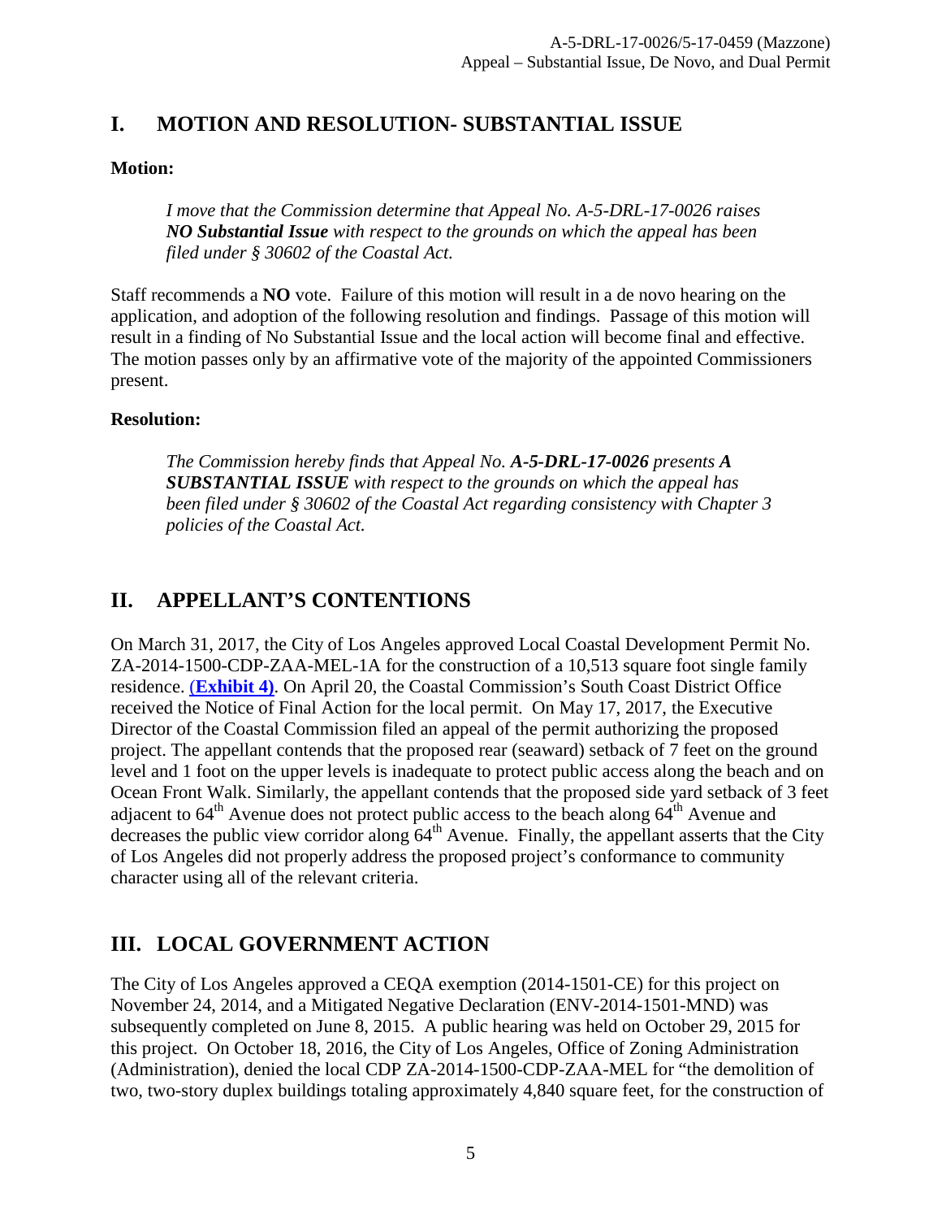## I. MOTION AND RESOLUTION- SUBSTANTIAL ISSUE

**Motion:**

> *I move that the Commission determine that Appeal No. A-5-DRL-17-0026 raises* ***NO Substantial Issue*** *with respect to the grounds on which the appeal has been filed under § 30602 of the Coastal Act.*

Staff recommends a **NO** vote. Failure of this motion will result in a de novo hearing on the application, and adoption of the following resolution and findings. Passage of this motion will result in a finding of No Substantial Issue and the local action will become final and effective. The motion passes only by an affirmative vote of the majority of the appointed Commissioners present.

**Resolution:**

> *The Commission hereby finds that Appeal No.* ***A-5-DRL-17-0026*** *presents* ***A SUBSTANTIAL ISSUE*** *with respect to the grounds on which the appeal has been filed under § 30602 of the Coastal Act regarding consistency with Chapter 3 policies of the Coastal Act.*

## II. APPELLANT'S CONTENTIONS

On March 31, 2017, the City of Los Angeles approved Local Coastal Development Permit No. ZA-2014-1500-CDP-ZAA-MEL-1A for the construction of a 10,513 square foot single family residence. **(Exhibit 4)**. On April 20, the Coastal Commission's South Coast District Office received the Notice of Final Action for the local permit. On May 17, 2017, the Executive Director of the Coastal Commission filed an appeal of the permit authorizing the proposed project. The appellant contends that the proposed rear (seaward) setback of 7 feet on the ground level and 1 foot on the upper levels is inadequate to protect public access along the beach and on Ocean Front Walk. Similarly, the appellant contends that the proposed side yard setback of 3 feet adjacent to 64th Avenue does not protect public access to the beach along 64th Avenue and decreases the public view corridor along 64th Avenue. Finally, the appellant asserts that the City of Los Angeles did not properly address the proposed project's conformance to community character using all of the relevant criteria.

## III. LOCAL GOVERNMENT ACTION

The City of Los Angeles approved a CEQA exemption (2014-1501-CE) for this project on November 24, 2014, and a Mitigated Negative Declaration (ENV-2014-1501-MND) was subsequently completed on June 8, 2015. A public hearing was held on October 29, 2015 for this project. On October 18, 2016, the City of Los Angeles, Office of Zoning Administration (Administration), denied the local CDP ZA-2014-1500-CDP-ZAA-MEL for "the demolition of two, two-story duplex buildings totaling approximately 4,840 square feet, for the construction of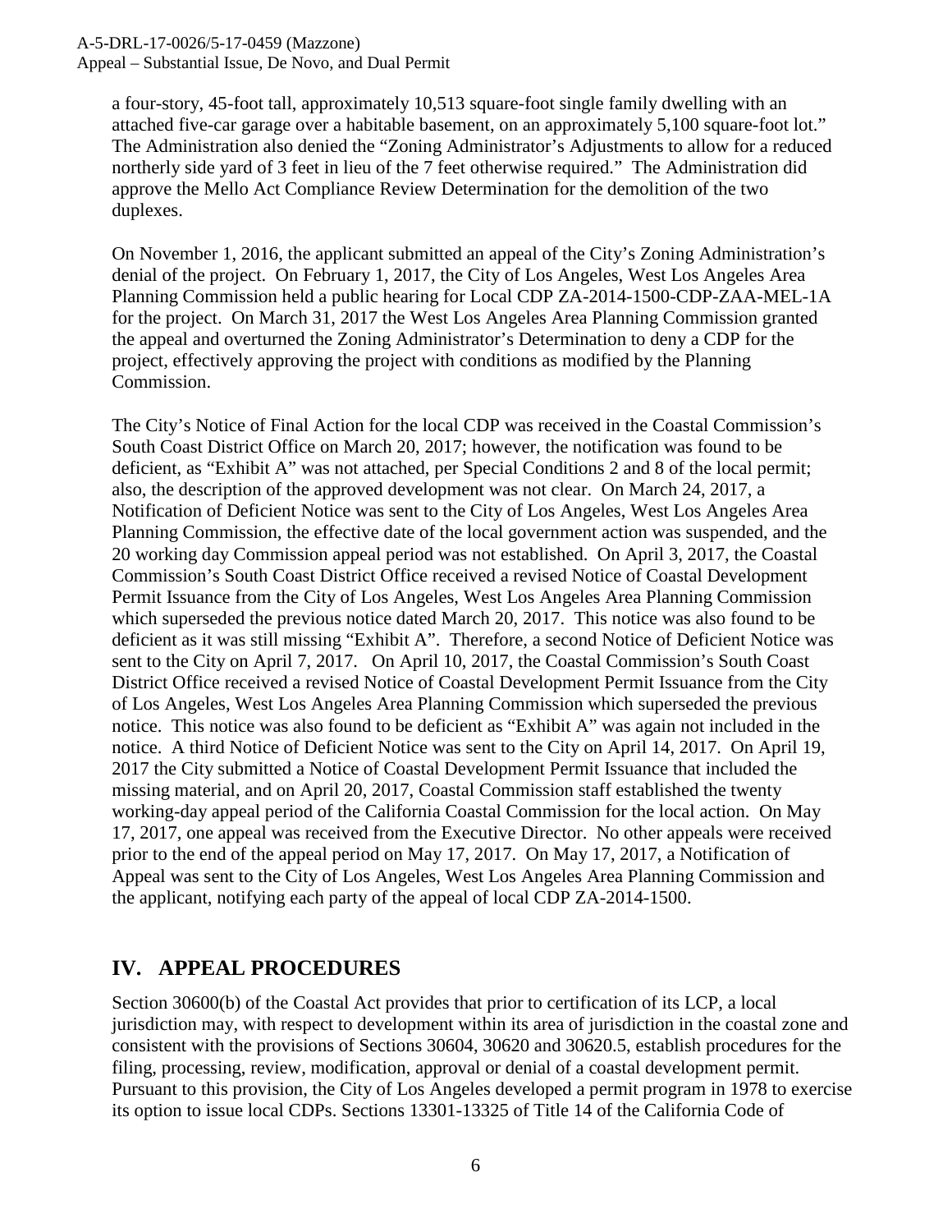a four-story, 45-foot tall, approximately 10,513 square-foot single family dwelling with an attached five-car garage over a habitable basement, on an approximately 5,100 square-foot lot." The Administration also denied the "Zoning Administrator's Adjustments to allow for a reduced northerly side yard of 3 feet in lieu of the 7 feet otherwise required." The Administration did approve the Mello Act Compliance Review Determination for the demolition of the two duplexes.

On November 1, 2016, the applicant submitted an appeal of the City's Zoning Administration's denial of the project. On February 1, 2017, the City of Los Angeles, West Los Angeles Area Planning Commission held a public hearing for Local CDP ZA-2014-1500-CDP-ZAA-MEL-1A for the project. On March 31, 2017 the West Los Angeles Area Planning Commission granted the appeal and overturned the Zoning Administrator's Determination to deny a CDP for the project, effectively approving the project with conditions as modified by the Planning Commission.

The City's Notice of Final Action for the local CDP was received in the Coastal Commission's South Coast District Office on March 20, 2017; however, the notification was found to be deficient, as "Exhibit A" was not attached, per Special Conditions 2 and 8 of the local permit; also, the description of the approved development was not clear. On March 24, 2017, a Notification of Deficient Notice was sent to the City of Los Angeles, West Los Angeles Area Planning Commission, the effective date of the local government action was suspended, and the 20 working day Commission appeal period was not established. On April 3, 2017, the Coastal Commission's South Coast District Office received a revised Notice of Coastal Development Permit Issuance from the City of Los Angeles, West Los Angeles Area Planning Commission which superseded the previous notice dated March 20, 2017. This notice was also found to be deficient as it was still missing "Exhibit A". Therefore, a second Notice of Deficient Notice was sent to the City on April 7, 2017. On April 10, 2017, the Coastal Commission's South Coast District Office received a revised Notice of Coastal Development Permit Issuance from the City of Los Angeles, West Los Angeles Area Planning Commission which superseded the previous notice. This notice was also found to be deficient as "Exhibit A" was again not included in the notice. A third Notice of Deficient Notice was sent to the City on April 14, 2017. On April 19, 2017 the City submitted a Notice of Coastal Development Permit Issuance that included the missing material, and on April 20, 2017, Coastal Commission staff established the twenty working-day appeal period of the California Coastal Commission for the local action. On May 17, 2017, one appeal was received from the Executive Director. No other appeals were received prior to the end of the appeal period on May 17, 2017. On May 17, 2017, a Notification of Appeal was sent to the City of Los Angeles, West Los Angeles Area Planning Commission and the applicant, notifying each party of the appeal of local CDP ZA-2014-1500.

## IV. APPEAL PROCEDURES

Section 30600(b) of the Coastal Act provides that prior to certification of its LCP, a local jurisdiction may, with respect to development within its area of jurisdiction in the coastal zone and consistent with the provisions of Sections 30604, 30620 and 30620.5, establish procedures for the filing, processing, review, modification, approval or denial of a coastal development permit. Pursuant to this provision, the City of Los Angeles developed a permit program in 1978 to exercise its option to issue local CDPs. Sections 13301-13325 of Title 14 of the California Code of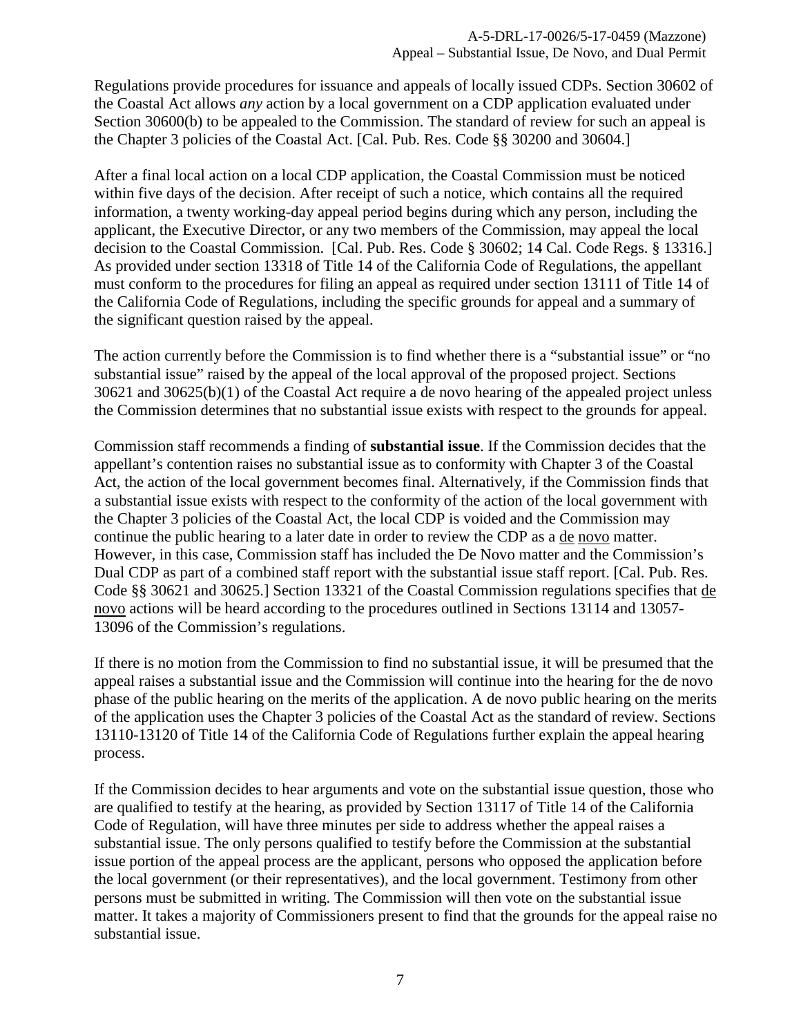Regulations provide procedures for issuance and appeals of locally issued CDPs. Section 30602 of the Coastal Act allows *any* action by a local government on a CDP application evaluated under Section 30600(b) to be appealed to the Commission. The standard of review for such an appeal is the Chapter 3 policies of the Coastal Act. [Cal. Pub. Res. Code §§ 30200 and 30604.]

After a final local action on a local CDP application, the Coastal Commission must be noticed within five days of the decision. After receipt of such a notice, which contains all the required information, a twenty working-day appeal period begins during which any person, including the applicant, the Executive Director, or any two members of the Commission, may appeal the local decision to the Coastal Commission. [Cal. Pub. Res. Code § 30602; 14 Cal. Code Regs. § 13316.] As provided under section 13318 of Title 14 of the California Code of Regulations, the appellant must conform to the procedures for filing an appeal as required under section 13111 of Title 14 of the California Code of Regulations, including the specific grounds for appeal and a summary of the significant question raised by the appeal.

The action currently before the Commission is to find whether there is a "substantial issue" or "no substantial issue" raised by the appeal of the local approval of the proposed project. Sections 30621 and 30625(b)(1) of the Coastal Act require a de novo hearing of the appealed project unless the Commission determines that no substantial issue exists with respect to the grounds for appeal.

Commission staff recommends a finding of **substantial issue**. If the Commission decides that the appellant's contention raises no substantial issue as to conformity with Chapter 3 of the Coastal Act, the action of the local government becomes final. Alternatively, if the Commission finds that a substantial issue exists with respect to the conformity of the action of the local government with the Chapter 3 policies of the Coastal Act, the local CDP is voided and the Commission may continue the public hearing to a later date in order to review the CDP as a de novo matter. However, in this case, Commission staff has included the De Novo matter and the Commission's Dual CDP as part of a combined staff report with the substantial issue staff report. [Cal. Pub. Res. Code §§ 30621 and 30625.] Section 13321 of the Coastal Commission regulations specifies that de novo actions will be heard according to the procedures outlined in Sections 13114 and 13057-13096 of the Commission's regulations.

If there is no motion from the Commission to find no substantial issue, it will be presumed that the appeal raises a substantial issue and the Commission will continue into the hearing for the de novo phase of the public hearing on the merits of the application. A de novo public hearing on the merits of the application uses the Chapter 3 policies of the Coastal Act as the standard of review. Sections 13110-13120 of Title 14 of the California Code of Regulations further explain the appeal hearing process.

If the Commission decides to hear arguments and vote on the substantial issue question, those who are qualified to testify at the hearing, as provided by Section 13117 of Title 14 of the California Code of Regulation, will have three minutes per side to address whether the appeal raises a substantial issue. The only persons qualified to testify before the Commission at the substantial issue portion of the appeal process are the applicant, persons who opposed the application before the local government (or their representatives), and the local government. Testimony from other persons must be submitted in writing. The Commission will then vote on the substantial issue matter. It takes a majority of Commissioners present to find that the grounds for the appeal raise no substantial issue.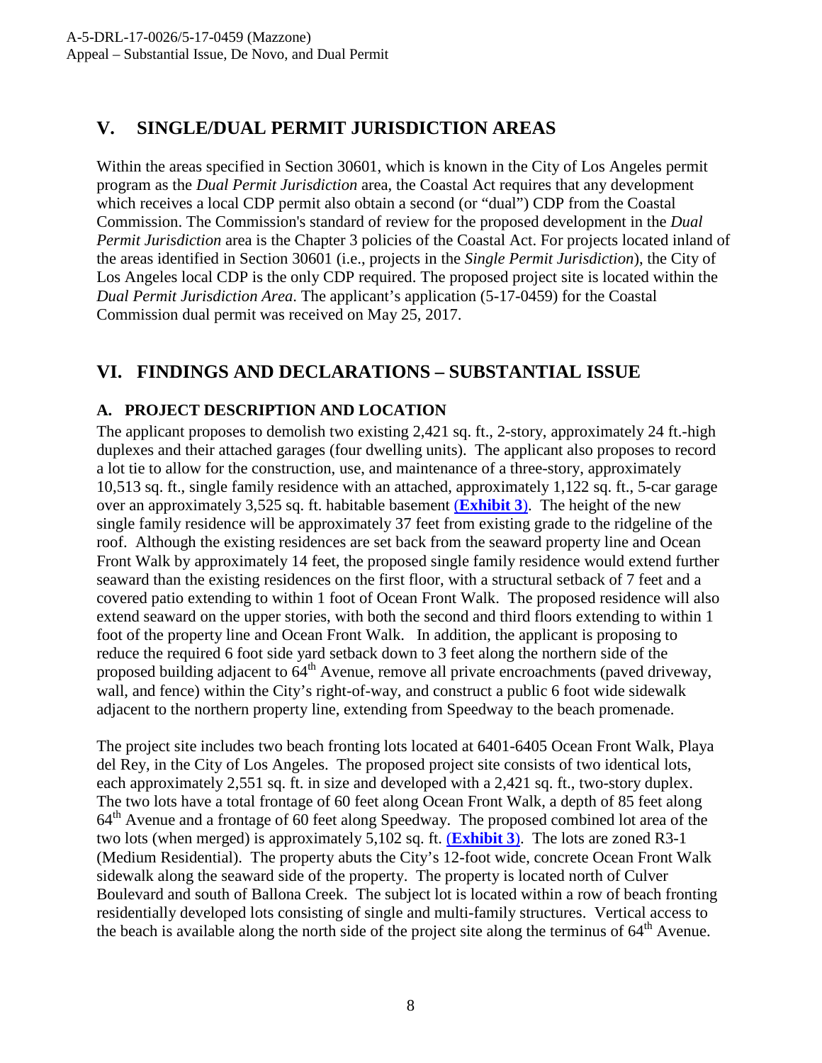## V. SINGLE/DUAL PERMIT JURISDICTION AREAS

Within the areas specified in Section 30601, which is known in the City of Los Angeles permit program as the *Dual Permit Jurisdiction* area, the Coastal Act requires that any development which receives a local CDP permit also obtain a second (or "dual") CDP from the Coastal Commission. The Commission's standard of review for the proposed development in the *Dual Permit Jurisdiction* area is the Chapter 3 policies of the Coastal Act. For projects located inland of the areas identified in Section 30601 (i.e., projects in the *Single Permit Jurisdiction*), the City of Los Angeles local CDP is the only CDP required. The proposed project site is located within the *Dual Permit Jurisdiction Area*. The applicant's application (5-17-0459) for the Coastal Commission dual permit was received on May 25, 2017.

## VI. FINDINGS AND DECLARATIONS – SUBSTANTIAL ISSUE

### A. PROJECT DESCRIPTION AND LOCATION

The applicant proposes to demolish two existing 2,421 sq. ft., 2-story, approximately 24 ft.-high duplexes and their attached garages (four dwelling units). The applicant also proposes to record a lot tie to allow for the construction, use, and maintenance of a three-story, approximately 10,513 sq. ft., single family residence with an attached, approximately 1,122 sq. ft., 5-car garage over an approximately 3,525 sq. ft. habitable basement (**Exhibit 3**). The height of the new single family residence will be approximately 37 feet from existing grade to the ridgeline of the roof. Although the existing residences are set back from the seaward property line and Ocean Front Walk by approximately 14 feet, the proposed single family residence would extend further seaward than the existing residences on the first floor, with a structural setback of 7 feet and a covered patio extending to within 1 foot of Ocean Front Walk. The proposed residence will also extend seaward on the upper stories, with both the second and third floors extending to within 1 foot of the property line and Ocean Front Walk. In addition, the applicant is proposing to reduce the required 6 foot side yard setback down to 3 feet along the northern side of the proposed building adjacent to 64th Avenue, remove all private encroachments (paved driveway, wall, and fence) within the City's right-of-way, and construct a public 6 foot wide sidewalk adjacent to the northern property line, extending from Speedway to the beach promenade.

The project site includes two beach fronting lots located at 6401-6405 Ocean Front Walk, Playa del Rey, in the City of Los Angeles. The proposed project site consists of two identical lots, each approximately 2,551 sq. ft. in size and developed with a 2,421 sq. ft., two-story duplex. The two lots have a total frontage of 60 feet along Ocean Front Walk, a depth of 85 feet along 64th Avenue and a frontage of 60 feet along Speedway. The proposed combined lot area of the two lots (when merged) is approximately 5,102 sq. ft. (**Exhibit 3**). The lots are zoned R3-1 (Medium Residential). The property abuts the City's 12-foot wide, concrete Ocean Front Walk sidewalk along the seaward side of the property. The property is located north of Culver Boulevard and south of Ballona Creek. The subject lot is located within a row of beach fronting residentially developed lots consisting of single and multi-family structures. Vertical access to the beach is available along the north side of the project site along the terminus of 64th Avenue.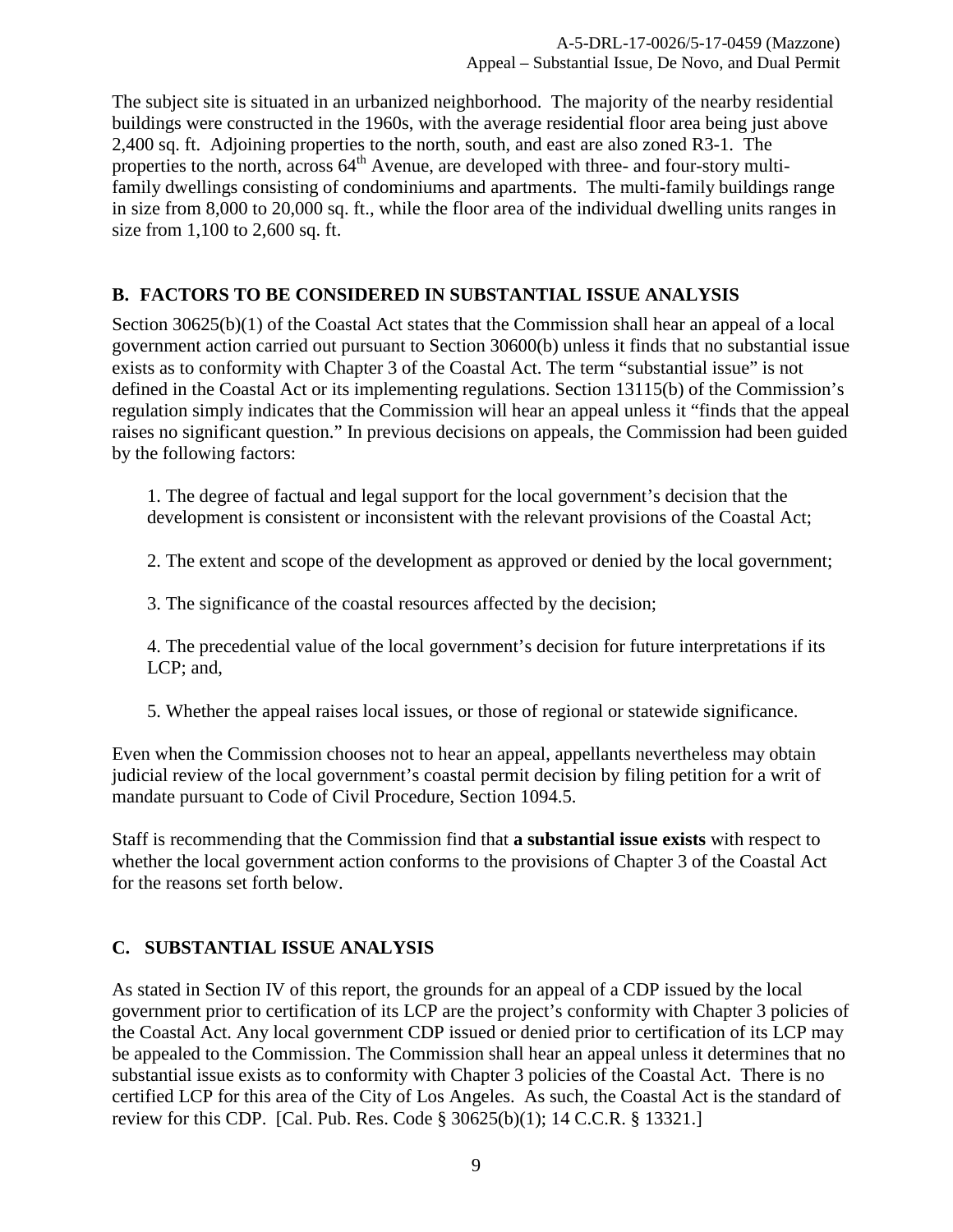The subject site is situated in an urbanized neighborhood. The majority of the nearby residential buildings were constructed in the 1960s, with the average residential floor area being just above 2,400 sq. ft. Adjoining properties to the north, south, and east are also zoned R3-1. The properties to the north, across 64th Avenue, are developed with three- and four-story multi-family dwellings consisting of condominiums and apartments. The multi-family buildings range in size from 8,000 to 20,000 sq. ft., while the floor area of the individual dwelling units ranges in size from 1,100 to 2,600 sq. ft.

## B. FACTORS TO BE CONSIDERED IN SUBSTANTIAL ISSUE ANALYSIS

Section 30625(b)(1) of the Coastal Act states that the Commission shall hear an appeal of a local government action carried out pursuant to Section 30600(b) unless it finds that no substantial issue exists as to conformity with Chapter 3 of the Coastal Act. The term "substantial issue" is not defined in the Coastal Act or its implementing regulations. Section 13115(b) of the Commission's regulation simply indicates that the Commission will hear an appeal unless it "finds that the appeal raises no significant question." In previous decisions on appeals, the Commission had been guided by the following factors:

1. The degree of factual and legal support for the local government's decision that the development is consistent or inconsistent with the relevant provisions of the Coastal Act;

2. The extent and scope of the development as approved or denied by the local government;

3. The significance of the coastal resources affected by the decision;

4. The precedential value of the local government's decision for future interpretations if its LCP; and,

5. Whether the appeal raises local issues, or those of regional or statewide significance.

Even when the Commission chooses not to hear an appeal, appellants nevertheless may obtain judicial review of the local government's coastal permit decision by filing petition for a writ of mandate pursuant to Code of Civil Procedure, Section 1094.5.

Staff is recommending that the Commission find that **a substantial issue exists** with respect to whether the local government action conforms to the provisions of Chapter 3 of the Coastal Act for the reasons set forth below.

## C. SUBSTANTIAL ISSUE ANALYSIS

As stated in Section IV of this report, the grounds for an appeal of a CDP issued by the local government prior to certification of its LCP are the project's conformity with Chapter 3 policies of the Coastal Act. Any local government CDP issued or denied prior to certification of its LCP may be appealed to the Commission. The Commission shall hear an appeal unless it determines that no substantial issue exists as to conformity with Chapter 3 policies of the Coastal Act. There is no certified LCP for this area of the City of Los Angeles. As such, the Coastal Act is the standard of review for this CDP. [Cal. Pub. Res. Code § 30625(b)(1); 14 C.C.R. § 13321.]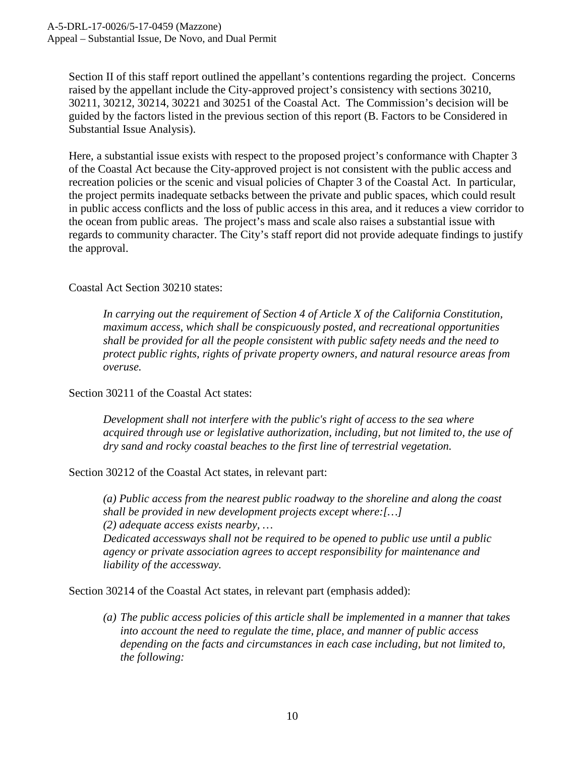Section II of this staff report outlined the appellant's contentions regarding the project. Concerns raised by the appellant include the City-approved project's consistency with sections 30210, 30211, 30212, 30214, 30221 and 30251 of the Coastal Act. The Commission's decision will be guided by the factors listed in the previous section of this report (B. Factors to be Considered in Substantial Issue Analysis).

Here, a substantial issue exists with respect to the proposed project's conformance with Chapter 3 of the Coastal Act because the City-approved project is not consistent with the public access and recreation policies or the scenic and visual policies of Chapter 3 of the Coastal Act. In particular, the project permits inadequate setbacks between the private and public spaces, which could result in public access conflicts and the loss of public access in this area, and it reduces a view corridor to the ocean from public areas. The project's mass and scale also raises a substantial issue with regards to community character. The City's staff report did not provide adequate findings to justify the approval.

Coastal Act Section 30210 states:

> *In carrying out the requirement of Section 4 of Article X of the California Constitution, maximum access, which shall be conspicuously posted, and recreational opportunities shall be provided for all the people consistent with public safety needs and the need to protect public rights, rights of private property owners, and natural resource areas from overuse.*

Section 30211 of the Coastal Act states:

> *Development shall not interfere with the public's right of access to the sea where acquired through use or legislative authorization, including, but not limited to, the use of dry sand and rocky coastal beaches to the first line of terrestrial vegetation.*

Section 30212 of the Coastal Act states, in relevant part:

> *(a) Public access from the nearest public roadway to the shoreline and along the coast shall be provided in new development projects except where:[…]*
> *(2) adequate access exists nearby, …*
> *Dedicated accessways shall not be required to be opened to public use until a public agency or private association agrees to accept responsibility for maintenance and liability of the accessway.*

Section 30214 of the Coastal Act states, in relevant part (emphasis added):

> *(a) The public access policies of this article shall be implemented in a manner that takes into account the need to regulate the time, place, and manner of public access depending on the facts and circumstances in each case including, but not limited to, the following:*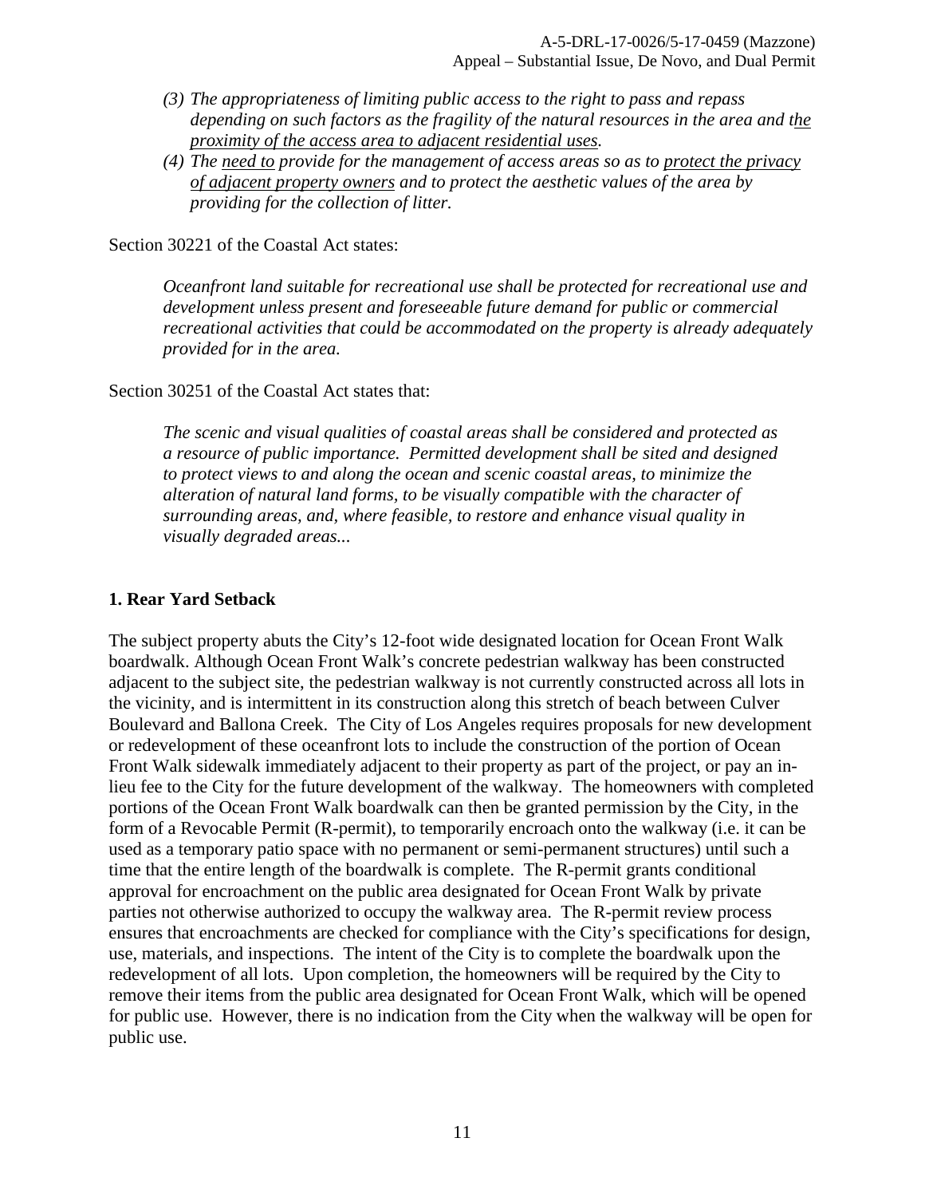*(3) The appropriateness of limiting public access to the right to pass and repass depending on such factors as the fragility of the natural resources in the area and <u>the proximity of the access area to adjacent residential uses</u>.*

*(4) The <u>need to</u> provide for the management of access areas so as to <u>protect the privacy of adjacent property owners</u> and to protect the aesthetic values of the area by providing for the collection of litter.*

Section 30221 of the Coastal Act states:

> *Oceanfront land suitable for recreational use shall be protected for recreational use and development unless present and foreseeable future demand for public or commercial recreational activities that could be accommodated on the property is already adequately provided for in the area.*

Section 30251 of the Coastal Act states that:

> *The scenic and visual qualities of coastal areas shall be considered and protected as a resource of public importance. Permitted development shall be sited and designed to protect views to and along the ocean and scenic coastal areas, to minimize the alteration of natural land forms, to be visually compatible with the character of surrounding areas, and, where feasible, to restore and enhance visual quality in visually degraded areas...*

**1. Rear Yard Setback**

The subject property abuts the City's 12-foot wide designated location for Ocean Front Walk boardwalk. Although Ocean Front Walk's concrete pedestrian walkway has been constructed adjacent to the subject site, the pedestrian walkway is not currently constructed across all lots in the vicinity, and is intermittent in its construction along this stretch of beach between Culver Boulevard and Ballona Creek. The City of Los Angeles requires proposals for new development or redevelopment of these oceanfront lots to include the construction of the portion of Ocean Front Walk sidewalk immediately adjacent to their property as part of the project, or pay an in-lieu fee to the City for the future development of the walkway. The homeowners with completed portions of the Ocean Front Walk boardwalk can then be granted permission by the City, in the form of a Revocable Permit (R-permit), to temporarily encroach onto the walkway (i.e. it can be used as a temporary patio space with no permanent or semi-permanent structures) until such a time that the entire length of the boardwalk is complete. The R-permit grants conditional approval for encroachment on the public area designated for Ocean Front Walk by private parties not otherwise authorized to occupy the walkway area. The R-permit review process ensures that encroachments are checked for compliance with the City's specifications for design, use, materials, and inspections. The intent of the City is to complete the boardwalk upon the redevelopment of all lots. Upon completion, the homeowners will be required by the City to remove their items from the public area designated for Ocean Front Walk, which will be opened for public use. However, there is no indication from the City when the walkway will be open for public use.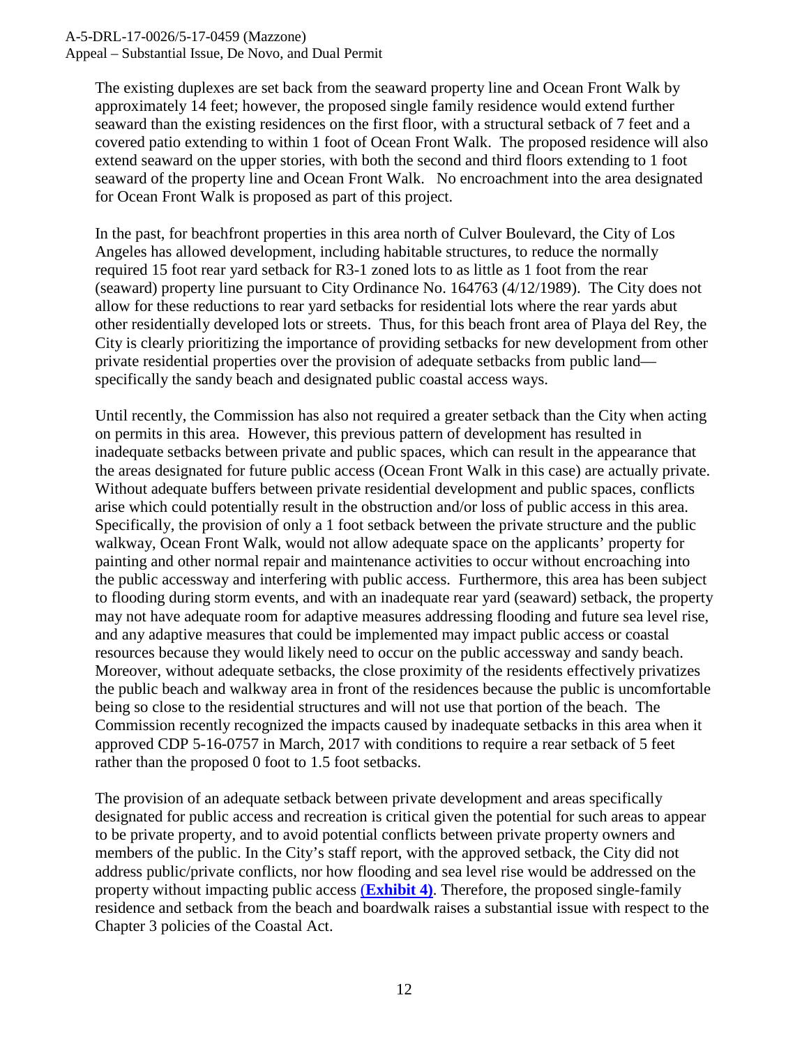The existing duplexes are set back from the seaward property line and Ocean Front Walk by approximately 14 feet; however, the proposed single family residence would extend further seaward than the existing residences on the first floor, with a structural setback of 7 feet and a covered patio extending to within 1 foot of Ocean Front Walk. The proposed residence will also extend seaward on the upper stories, with both the second and third floors extending to 1 foot seaward of the property line and Ocean Front Walk. No encroachment into the area designated for Ocean Front Walk is proposed as part of this project.

In the past, for beachfront properties in this area north of Culver Boulevard, the City of Los Angeles has allowed development, including habitable structures, to reduce the normally required 15 foot rear yard setback for R3-1 zoned lots to as little as 1 foot from the rear (seaward) property line pursuant to City Ordinance No. 164763 (4/12/1989). The City does not allow for these reductions to rear yard setbacks for residential lots where the rear yards abut other residentially developed lots or streets. Thus, for this beach front area of Playa del Rey, the City is clearly prioritizing the importance of providing setbacks for new development from other private residential properties over the provision of adequate setbacks from public land—specifically the sandy beach and designated public coastal access ways.

Until recently, the Commission has also not required a greater setback than the City when acting on permits in this area. However, this previous pattern of development has resulted in inadequate setbacks between private and public spaces, which can result in the appearance that the areas designated for future public access (Ocean Front Walk in this case) are actually private. Without adequate buffers between private residential development and public spaces, conflicts arise which could potentially result in the obstruction and/or loss of public access in this area. Specifically, the provision of only a 1 foot setback between the private structure and the public walkway, Ocean Front Walk, would not allow adequate space on the applicants' property for painting and other normal repair and maintenance activities to occur without encroaching into the public accessway and interfering with public access. Furthermore, this area has been subject to flooding during storm events, and with an inadequate rear yard (seaward) setback, the property may not have adequate room for adaptive measures addressing flooding and future sea level rise, and any adaptive measures that could be implemented may impact public access or coastal resources because they would likely need to occur on the public accessway and sandy beach. Moreover, without adequate setbacks, the close proximity of the residents effectively privatizes the public beach and walkway area in front of the residences because the public is uncomfortable being so close to the residential structures and will not use that portion of the beach. The Commission recently recognized the impacts caused by inadequate setbacks in this area when it approved CDP 5-16-0757 in March, 2017 with conditions to require a rear setback of 5 feet rather than the proposed 0 foot to 1.5 foot setbacks.

The provision of an adequate setback between private development and areas specifically designated for public access and recreation is critical given the potential for such areas to appear to be private property, and to avoid potential conflicts between private property owners and members of the public. In the City's staff report, with the approved setback, the City did not address public/private conflicts, nor how flooding and sea level rise would be addressed on the property without impacting public access (**Exhibit 4**). Therefore, the proposed single-family residence and setback from the beach and boardwalk raises a substantial issue with respect to the Chapter 3 policies of the Coastal Act.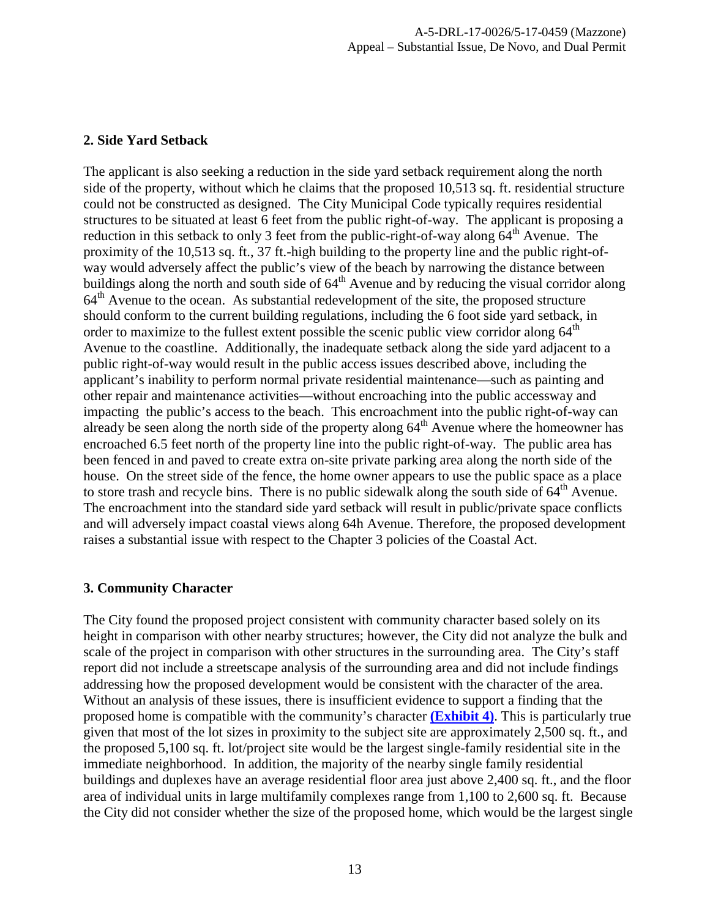**2. Side Yard Setback**

The applicant is also seeking a reduction in the side yard setback requirement along the north side of the property, without which he claims that the proposed 10,513 sq. ft. residential structure could not be constructed as designed. The City Municipal Code typically requires residential structures to be situated at least 6 feet from the public right-of-way. The applicant is proposing a reduction in this setback to only 3 feet from the public-right-of-way along 64th Avenue. The proximity of the 10,513 sq. ft., 37 ft.-high building to the property line and the public right-of-way would adversely affect the public's view of the beach by narrowing the distance between buildings along the north and south side of 64th Avenue and by reducing the visual corridor along 64th Avenue to the ocean. As substantial redevelopment of the site, the proposed structure should conform to the current building regulations, including the 6 foot side yard setback, in order to maximize to the fullest extent possible the scenic public view corridor along 64th Avenue to the coastline. Additionally, the inadequate setback along the side yard adjacent to a public right-of-way would result in the public access issues described above, including the applicant's inability to perform normal private residential maintenance—such as painting and other repair and maintenance activities—without encroaching into the public accessway and impacting the public's access to the beach. This encroachment into the public right-of-way can already be seen along the north side of the property along 64th Avenue where the homeowner has encroached 6.5 feet north of the property line into the public right-of-way. The public area has been fenced in and paved to create extra on-site private parking area along the north side of the house. On the street side of the fence, the home owner appears to use the public space as a place to store trash and recycle bins. There is no public sidewalk along the south side of 64th Avenue. The encroachment into the standard side yard setback will result in public/private space conflicts and will adversely impact coastal views along 64h Avenue. Therefore, the proposed development raises a substantial issue with respect to the Chapter 3 policies of the Coastal Act.

**3. Community Character**

The City found the proposed project consistent with community character based solely on its height in comparison with other nearby structures; however, the City did not analyze the bulk and scale of the project in comparison with other structures in the surrounding area. The City's staff report did not include a streetscape analysis of the surrounding area and did not include findings addressing how the proposed development would be consistent with the character of the area. Without an analysis of these issues, there is insufficient evidence to support a finding that the proposed home is compatible with the community's character **(Exhibit 4)**. This is particularly true given that most of the lot sizes in proximity to the subject site are approximately 2,500 sq. ft., and the proposed 5,100 sq. ft. lot/project site would be the largest single-family residential site in the immediate neighborhood. In addition, the majority of the nearby single family residential buildings and duplexes have an average residential floor area just above 2,400 sq. ft., and the floor area of individual units in large multifamily complexes range from 1,100 to 2,600 sq. ft. Because the City did not consider whether the size of the proposed home, which would be the largest single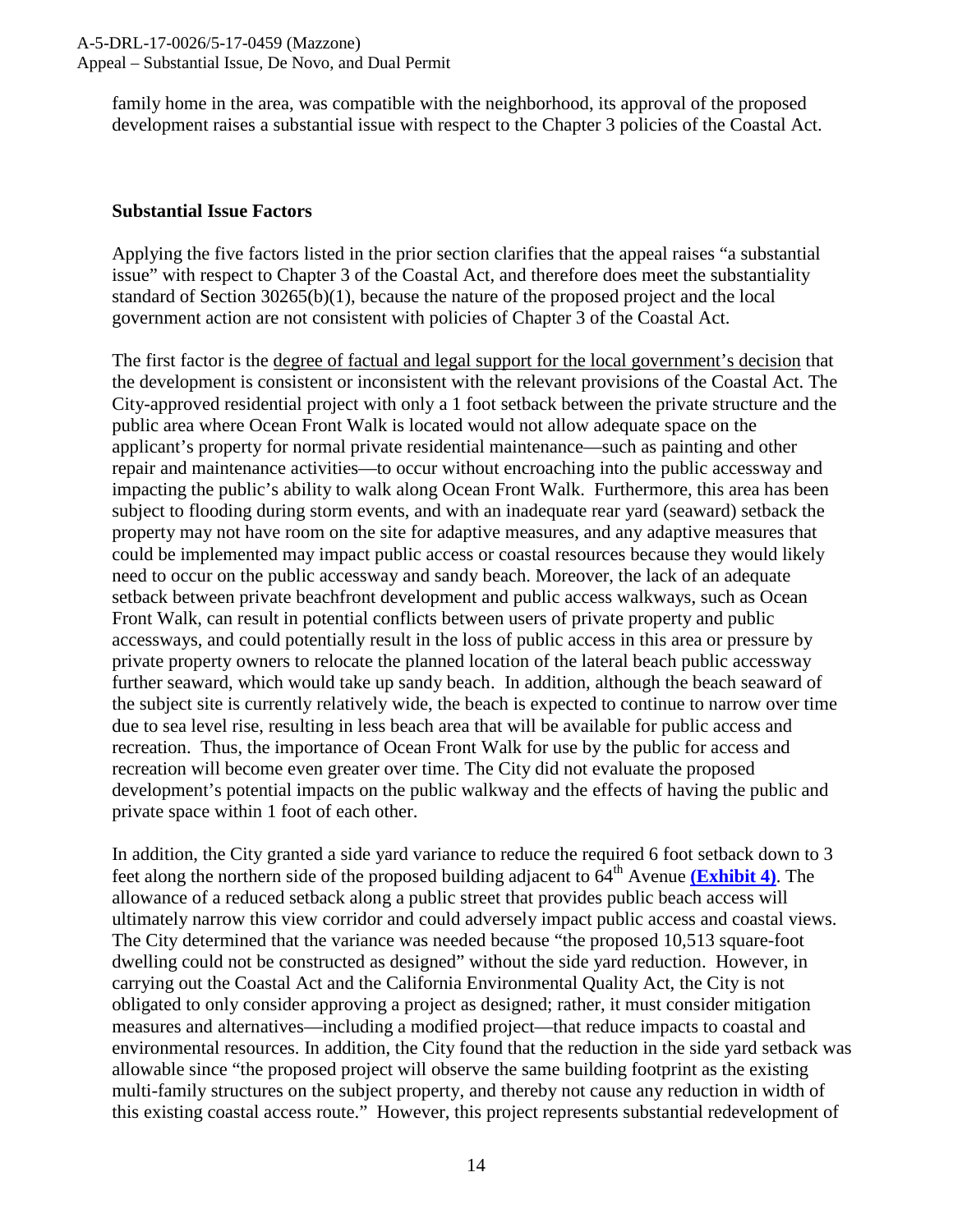family home in the area, was compatible with the neighborhood, its approval of the proposed development raises a substantial issue with respect to the Chapter 3 policies of the Coastal Act.

**Substantial Issue Factors**

Applying the five factors listed in the prior section clarifies that the appeal raises "a substantial issue" with respect to Chapter 3 of the Coastal Act, and therefore does meet the substantiality standard of Section 30265(b)(1), because the nature of the proposed project and the local government action are not consistent with policies of Chapter 3 of the Coastal Act.

The first factor is the <u>degree of factual and legal support for the local government's decision</u> that the development is consistent or inconsistent with the relevant provisions of the Coastal Act. The City-approved residential project with only a 1 foot setback between the private structure and the public area where Ocean Front Walk is located would not allow adequate space on the applicant's property for normal private residential maintenance—such as painting and other repair and maintenance activities—to occur without encroaching into the public accessway and impacting the public's ability to walk along Ocean Front Walk. Furthermore, this area has been subject to flooding during storm events, and with an inadequate rear yard (seaward) setback the property may not have room on the site for adaptive measures, and any adaptive measures that could be implemented may impact public access or coastal resources because they would likely need to occur on the public accessway and sandy beach. Moreover, the lack of an adequate setback between private beachfront development and public access walkways, such as Ocean Front Walk, can result in potential conflicts between users of private property and public accessways, and could potentially result in the loss of public access in this area or pressure by private property owners to relocate the planned location of the lateral beach public accessway further seaward, which would take up sandy beach. In addition, although the beach seaward of the subject site is currently relatively wide, the beach is expected to continue to narrow over time due to sea level rise, resulting in less beach area that will be available for public access and recreation. Thus, the importance of Ocean Front Walk for use by the public for access and recreation will become even greater over time. The City did not evaluate the proposed development's potential impacts on the public walkway and the effects of having the public and private space within 1 foot of each other.

In addition, the City granted a side yard variance to reduce the required 6 foot setback down to 3 feet along the northern side of the proposed building adjacent to 64th Avenue **(Exhibit 4)**. The allowance of a reduced setback along a public street that provides public beach access will ultimately narrow this view corridor and could adversely impact public access and coastal views. The City determined that the variance was needed because "the proposed 10,513 square-foot dwelling could not be constructed as designed" without the side yard reduction. However, in carrying out the Coastal Act and the California Environmental Quality Act, the City is not obligated to only consider approving a project as designed; rather, it must consider mitigation measures and alternatives—including a modified project—that reduce impacts to coastal and environmental resources. In addition, the City found that the reduction in the side yard setback was allowable since "the proposed project will observe the same building footprint as the existing multi-family structures on the subject property, and thereby not cause any reduction in width of this existing coastal access route." However, this project represents substantial redevelopment of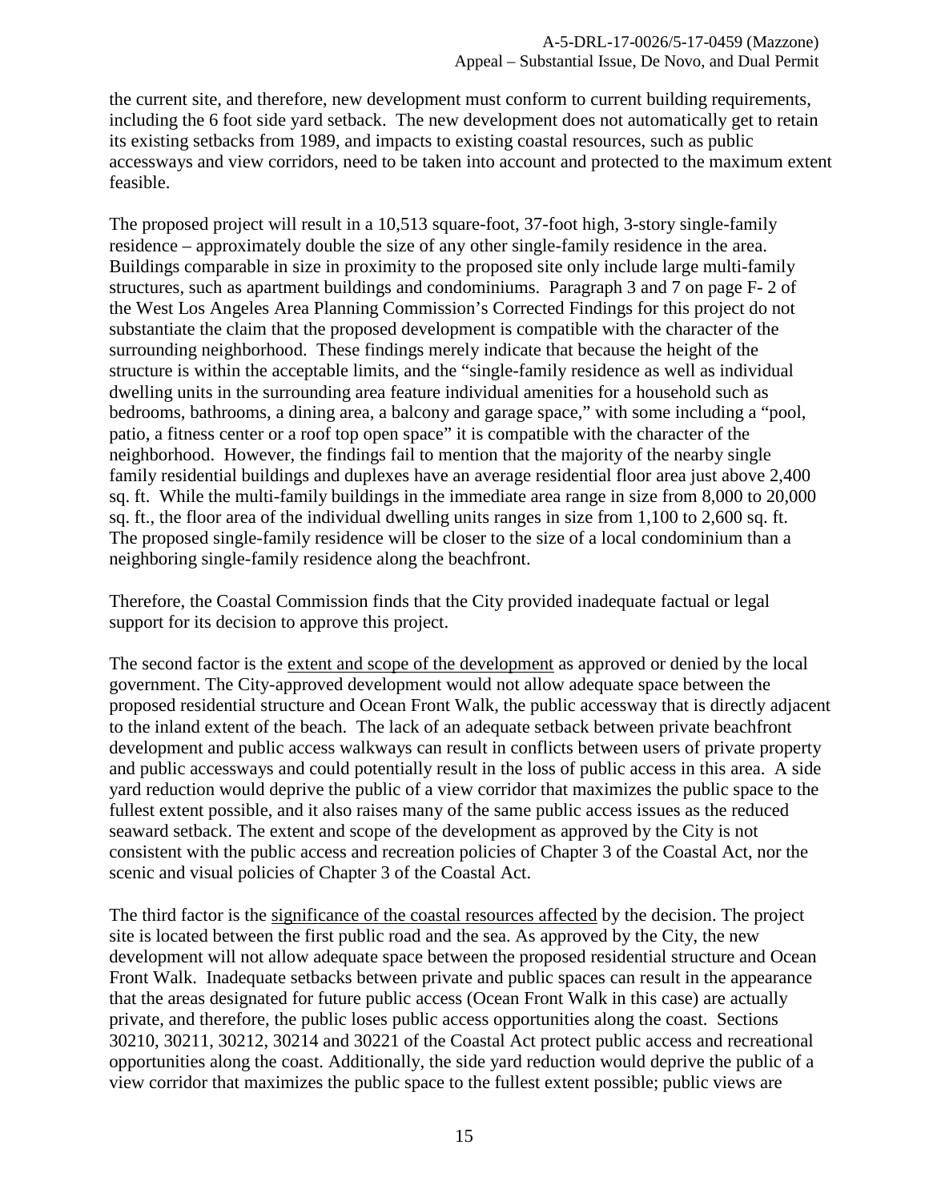the current site, and therefore, new development must conform to current building requirements, including the 6 foot side yard setback. The new development does not automatically get to retain its existing setbacks from 1989, and impacts to existing coastal resources, such as public accessways and view corridors, need to be taken into account and protected to the maximum extent feasible.

The proposed project will result in a 10,513 square-foot, 37-foot high, 3-story single-family residence – approximately double the size of any other single-family residence in the area. Buildings comparable in size in proximity to the proposed site only include large multi-family structures, such as apartment buildings and condominiums. Paragraph 3 and 7 on page F- 2 of the West Los Angeles Area Planning Commission's Corrected Findings for this project do not substantiate the claim that the proposed development is compatible with the character of the surrounding neighborhood. These findings merely indicate that because the height of the structure is within the acceptable limits, and the "single-family residence as well as individual dwelling units in the surrounding area feature individual amenities for a household such as bedrooms, bathrooms, a dining area, a balcony and garage space," with some including a "pool, patio, a fitness center or a roof top open space" it is compatible with the character of the neighborhood. However, the findings fail to mention that the majority of the nearby single family residential buildings and duplexes have an average residential floor area just above 2,400 sq. ft. While the multi-family buildings in the immediate area range in size from 8,000 to 20,000 sq. ft., the floor area of the individual dwelling units ranges in size from 1,100 to 2,600 sq. ft. The proposed single-family residence will be closer to the size of a local condominium than a neighboring single-family residence along the beachfront.

Therefore, the Coastal Commission finds that the City provided inadequate factual or legal support for its decision to approve this project.

The second factor is the <u>extent and scope of the development</u> as approved or denied by the local government. The City-approved development would not allow adequate space between the proposed residential structure and Ocean Front Walk, the public accessway that is directly adjacent to the inland extent of the beach. The lack of an adequate setback between private beachfront development and public access walkways can result in conflicts between users of private property and public accessways and could potentially result in the loss of public access in this area. A side yard reduction would deprive the public of a view corridor that maximizes the public space to the fullest extent possible, and it also raises many of the same public access issues as the reduced seaward setback. The extent and scope of the development as approved by the City is not consistent with the public access and recreation policies of Chapter 3 of the Coastal Act, nor the scenic and visual policies of Chapter 3 of the Coastal Act.

The third factor is the <u>significance of the coastal resources affected</u> by the decision. The project site is located between the first public road and the sea. As approved by the City, the new development will not allow adequate space between the proposed residential structure and Ocean Front Walk. Inadequate setbacks between private and public spaces can result in the appearance that the areas designated for future public access (Ocean Front Walk in this case) are actually private, and therefore, the public loses public access opportunities along the coast. Sections 30210, 30211, 30212, 30214 and 30221 of the Coastal Act protect public access and recreational opportunities along the coast. Additionally, the side yard reduction would deprive the public of a view corridor that maximizes the public space to the fullest extent possible; public views are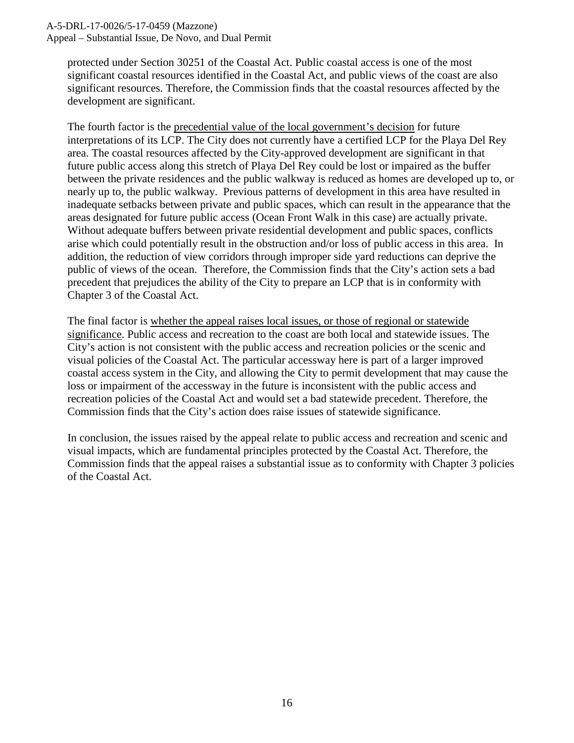protected under Section 30251 of the Coastal Act. Public coastal access is one of the most significant coastal resources identified in the Coastal Act, and public views of the coast are also significant resources. Therefore, the Commission finds that the coastal resources affected by the development are significant.

The fourth factor is the <u>precedential value of the local government's decision</u> for future interpretations of its LCP. The City does not currently have a certified LCP for the Playa Del Rey area. The coastal resources affected by the City-approved development are significant in that future public access along this stretch of Playa Del Rey could be lost or impaired as the buffer between the private residences and the public walkway is reduced as homes are developed up to, or nearly up to, the public walkway. Previous patterns of development in this area have resulted in inadequate setbacks between private and public spaces, which can result in the appearance that the areas designated for future public access (Ocean Front Walk in this case) are actually private. Without adequate buffers between private residential development and public spaces, conflicts arise which could potentially result in the obstruction and/or loss of public access in this area. In addition, the reduction of view corridors through improper side yard reductions can deprive the public of views of the ocean. Therefore, the Commission finds that the City's action sets a bad precedent that prejudices the ability of the City to prepare an LCP that is in conformity with Chapter 3 of the Coastal Act.

The final factor is <u>whether the appeal raises local issues, or those of regional or statewide significance</u>. Public access and recreation to the coast are both local and statewide issues. The City's action is not consistent with the public access and recreation policies or the scenic and visual policies of the Coastal Act. The particular accessway here is part of a larger improved coastal access system in the City, and allowing the City to permit development that may cause the loss or impairment of the accessway in the future is inconsistent with the public access and recreation policies of the Coastal Act and would set a bad statewide precedent. Therefore, the Commission finds that the City's action does raise issues of statewide significance.

In conclusion, the issues raised by the appeal relate to public access and recreation and scenic and visual impacts, which are fundamental principles protected by the Coastal Act. Therefore, the Commission finds that the appeal raises a substantial issue as to conformity with Chapter 3 policies of the Coastal Act.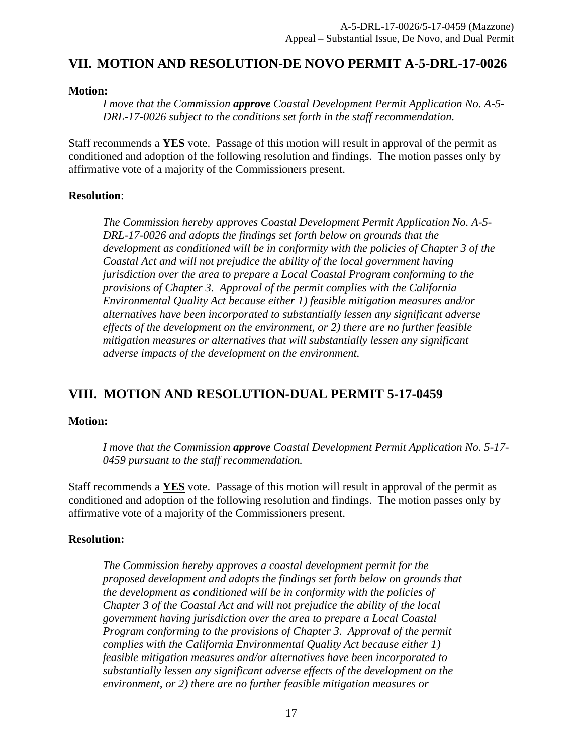## VII. MOTION AND RESOLUTION-DE NOVO PERMIT A-5-DRL-17-0026

**Motion:**

> *I move that the Commission **approve** Coastal Development Permit Application No. A-5-DRL-17-0026 subject to the conditions set forth in the staff recommendation.*

Staff recommends a **YES** vote. Passage of this motion will result in approval of the permit as conditioned and adoption of the following resolution and findings. The motion passes only by affirmative vote of a majority of the Commissioners present.

**Resolution**:

> *The Commission hereby approves Coastal Development Permit Application No. A-5-DRL-17-0026 and adopts the findings set forth below on grounds that the development as conditioned will be in conformity with the policies of Chapter 3 of the Coastal Act and will not prejudice the ability of the local government having jurisdiction over the area to prepare a Local Coastal Program conforming to the provisions of Chapter 3. Approval of the permit complies with the California Environmental Quality Act because either 1) feasible mitigation measures and/or alternatives have been incorporated to substantially lessen any significant adverse effects of the development on the environment, or 2) there are no further feasible mitigation measures or alternatives that will substantially lessen any significant adverse impacts of the development on the environment.*

## VIII. MOTION AND RESOLUTION-DUAL PERMIT 5-17-0459

**Motion:**

> *I move that the Commission **approve** Coastal Development Permit Application No. 5-17-0459 pursuant to the staff recommendation.*

Staff recommends a **YES** vote. Passage of this motion will result in approval of the permit as conditioned and adoption of the following resolution and findings. The motion passes only by affirmative vote of a majority of the Commissioners present.

**Resolution:**

> *The Commission hereby approves a coastal development permit for the proposed development and adopts the findings set forth below on grounds that the development as conditioned will be in conformity with the policies of Chapter 3 of the Coastal Act and will not prejudice the ability of the local government having jurisdiction over the area to prepare a Local Coastal Program conforming to the provisions of Chapter 3. Approval of the permit complies with the California Environmental Quality Act because either 1) feasible mitigation measures and/or alternatives have been incorporated to substantially lessen any significant adverse effects of the development on the environment, or 2) there are no further feasible mitigation measures or*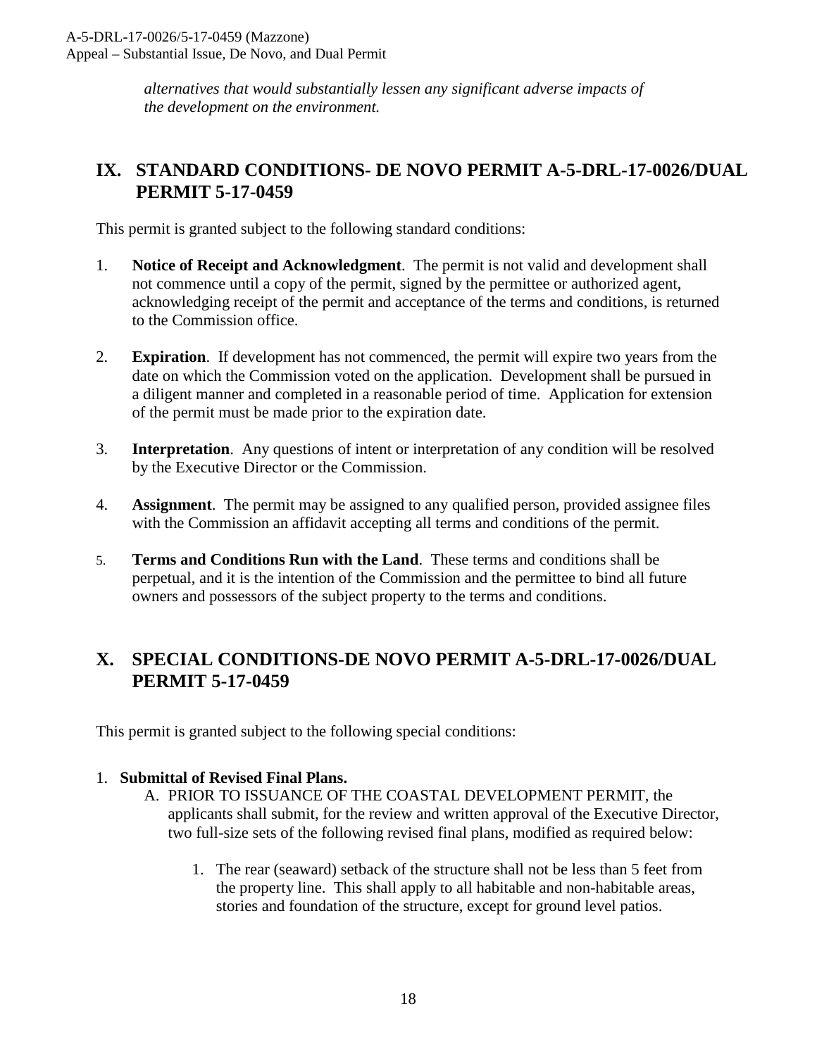*alternatives that would substantially lessen any significant adverse impacts of the development on the environment.*

## IX. STANDARD CONDITIONS- DE NOVO PERMIT A-5-DRL-17-0026/DUAL PERMIT 5-17-0459

This permit is granted subject to the following standard conditions:

1. **Notice of Receipt and Acknowledgment**. The permit is not valid and development shall not commence until a copy of the permit, signed by the permittee or authorized agent, acknowledging receipt of the permit and acceptance of the terms and conditions, is returned to the Commission office.

2. **Expiration**. If development has not commenced, the permit will expire two years from the date on which the Commission voted on the application. Development shall be pursued in a diligent manner and completed in a reasonable period of time. Application for extension of the permit must be made prior to the expiration date.

3. **Interpretation**. Any questions of intent or interpretation of any condition will be resolved by the Executive Director or the Commission.

4. **Assignment**. The permit may be assigned to any qualified person, provided assignee files with the Commission an affidavit accepting all terms and conditions of the permit.

5. **Terms and Conditions Run with the Land**. These terms and conditions shall be perpetual, and it is the intention of the Commission and the permittee to bind all future owners and possessors of the subject property to the terms and conditions.

## X. SPECIAL CONDITIONS-DE NOVO PERMIT A-5-DRL-17-0026/DUAL PERMIT 5-17-0459

This permit is granted subject to the following special conditions:

1. **Submittal of Revised Final Plans.**
   - A. PRIOR TO ISSUANCE OF THE COASTAL DEVELOPMENT PERMIT, the applicants shall submit, for the review and written approval of the Executive Director, two full-size sets of the following revised final plans, modified as required below:
     1. The rear (seaward) setback of the structure shall not be less than 5 feet from the property line. This shall apply to all habitable and non-habitable areas, stories and foundation of the structure, except for ground level patios.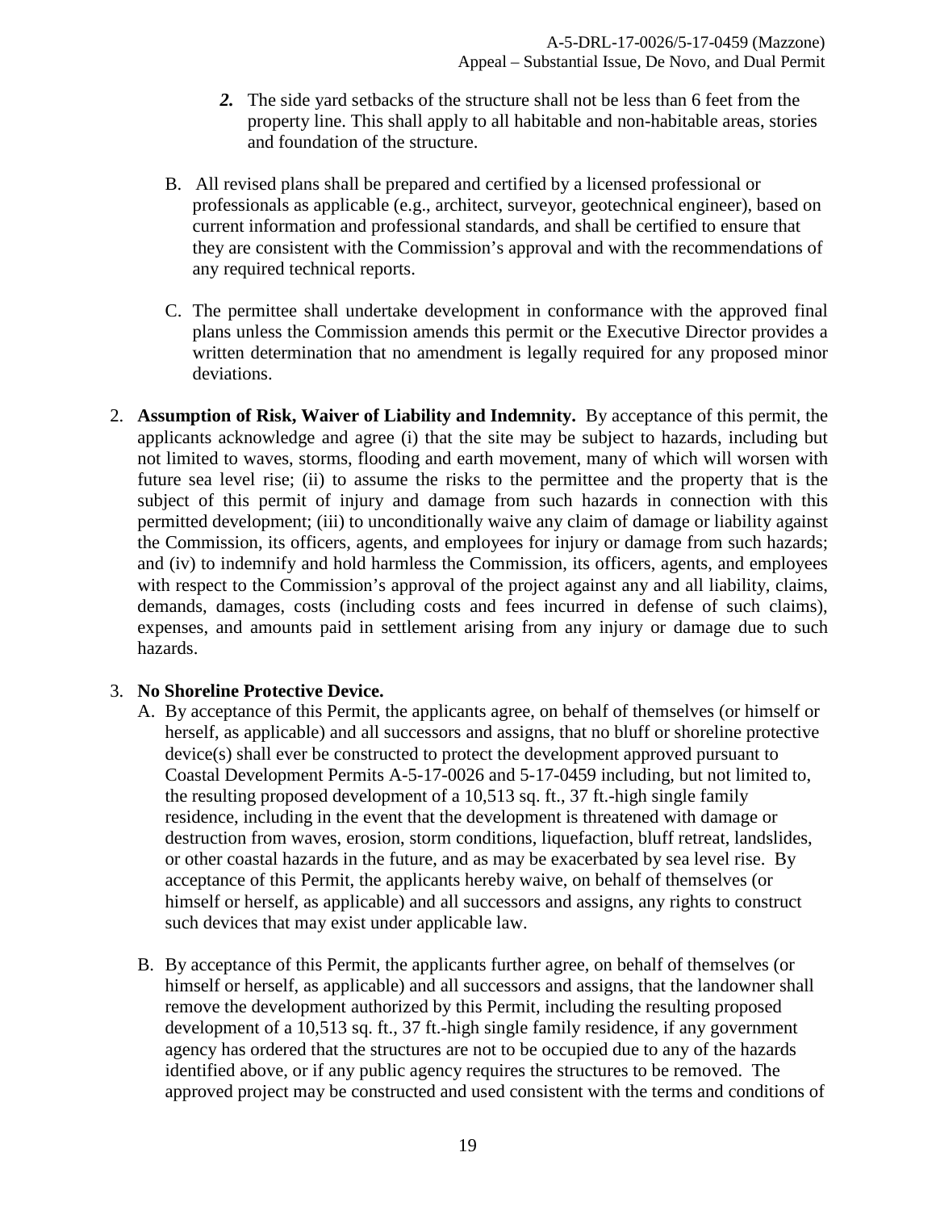2. The side yard setbacks of the structure shall not be less than 6 feet from the property line. This shall apply to all habitable and non-habitable areas, stories and foundation of the structure.

B. All revised plans shall be prepared and certified by a licensed professional or professionals as applicable (e.g., architect, surveyor, geotechnical engineer), based on current information and professional standards, and shall be certified to ensure that they are consistent with the Commission's approval and with the recommendations of any required technical reports.

C. The permittee shall undertake development in conformance with the approved final plans unless the Commission amends this permit or the Executive Director provides a written determination that no amendment is legally required for any proposed minor deviations.

2. **Assumption of Risk, Waiver of Liability and Indemnity.** By acceptance of this permit, the applicants acknowledge and agree (i) that the site may be subject to hazards, including but not limited to waves, storms, flooding and earth movement, many of which will worsen with future sea level rise; (ii) to assume the risks to the permittee and the property that is the subject of this permit of injury and damage from such hazards in connection with this permitted development; (iii) to unconditionally waive any claim of damage or liability against the Commission, its officers, agents, and employees for injury or damage from such hazards; and (iv) to indemnify and hold harmless the Commission, its officers, agents, and employees with respect to the Commission's approval of the project against any and all liability, claims, demands, damages, costs (including costs and fees incurred in defense of such claims), expenses, and amounts paid in settlement arising from any injury or damage due to such hazards.

3. **No Shoreline Protective Device.**

   A. By acceptance of this Permit, the applicants agree, on behalf of themselves (or himself or herself, as applicable) and all successors and assigns, that no bluff or shoreline protective device(s) shall ever be constructed to protect the development approved pursuant to Coastal Development Permits A-5-17-0026 and 5-17-0459 including, but not limited to, the resulting proposed development of a 10,513 sq. ft., 37 ft.-high single family residence, including in the event that the development is threatened with damage or destruction from waves, erosion, storm conditions, liquefaction, bluff retreat, landslides, or other coastal hazards in the future, and as may be exacerbated by sea level rise. By acceptance of this Permit, the applicants hereby waive, on behalf of themselves (or himself or herself, as applicable) and all successors and assigns, any rights to construct such devices that may exist under applicable law.

   B. By acceptance of this Permit, the applicants further agree, on behalf of themselves (or himself or herself, as applicable) and all successors and assigns, that the landowner shall remove the development authorized by this Permit, including the resulting proposed development of a 10,513 sq. ft., 37 ft.-high single family residence, if any government agency has ordered that the structures are not to be occupied due to any of the hazards identified above, or if any public agency requires the structures to be removed. The approved project may be constructed and used consistent with the terms and conditions of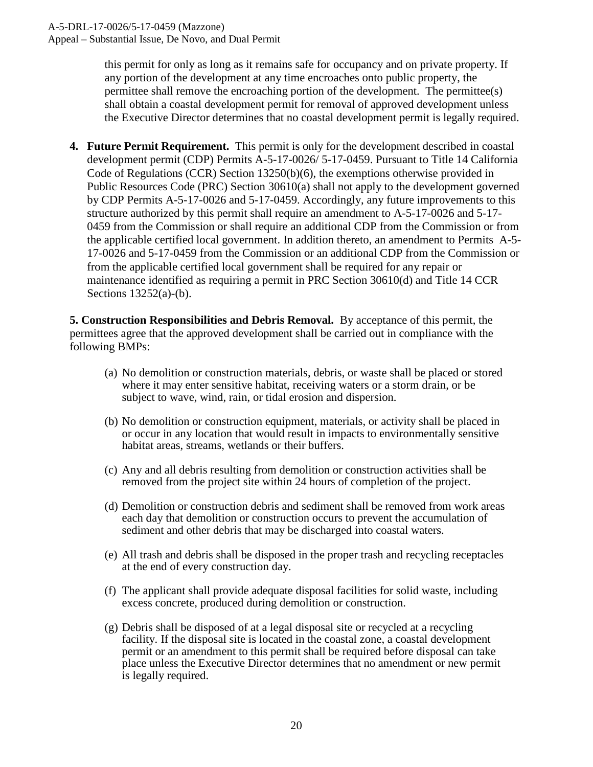this permit for only as long as it remains safe for occupancy and on private property. If any portion of the development at any time encroaches onto public property, the permittee shall remove the encroaching portion of the development. The permittee(s) shall obtain a coastal development permit for removal of approved development unless the Executive Director determines that no coastal development permit is legally required.

4. **Future Permit Requirement.** This permit is only for the development described in coastal development permit (CDP) Permits A-5-17-0026/ 5-17-0459. Pursuant to Title 14 California Code of Regulations (CCR) Section 13250(b)(6), the exemptions otherwise provided in Public Resources Code (PRC) Section 30610(a) shall not apply to the development governed by CDP Permits A-5-17-0026 and 5-17-0459. Accordingly, any future improvements to this structure authorized by this permit shall require an amendment to A-5-17-0026 and 5-17-0459 from the Commission or shall require an additional CDP from the Commission or from the applicable certified local government. In addition thereto, an amendment to Permits A-5-17-0026 and 5-17-0459 from the Commission or an additional CDP from the Commission or from the applicable certified local government shall be required for any repair or maintenance identified as requiring a permit in PRC Section 30610(d) and Title 14 CCR Sections 13252(a)-(b).

**5. Construction Responsibilities and Debris Removal.** By acceptance of this permit, the permittees agree that the approved development shall be carried out in compliance with the following BMPs:

(a) No demolition or construction materials, debris, or waste shall be placed or stored where it may enter sensitive habitat, receiving waters or a storm drain, or be subject to wave, wind, rain, or tidal erosion and dispersion.

(b) No demolition or construction equipment, materials, or activity shall be placed in or occur in any location that would result in impacts to environmentally sensitive habitat areas, streams, wetlands or their buffers.

(c) Any and all debris resulting from demolition or construction activities shall be removed from the project site within 24 hours of completion of the project.

(d) Demolition or construction debris and sediment shall be removed from work areas each day that demolition or construction occurs to prevent the accumulation of sediment and other debris that may be discharged into coastal waters.

(e) All trash and debris shall be disposed in the proper trash and recycling receptacles at the end of every construction day.

(f) The applicant shall provide adequate disposal facilities for solid waste, including excess concrete, produced during demolition or construction.

(g) Debris shall be disposed of at a legal disposal site or recycled at a recycling facility. If the disposal site is located in the coastal zone, a coastal development permit or an amendment to this permit shall be required before disposal can take place unless the Executive Director determines that no amendment or new permit is legally required.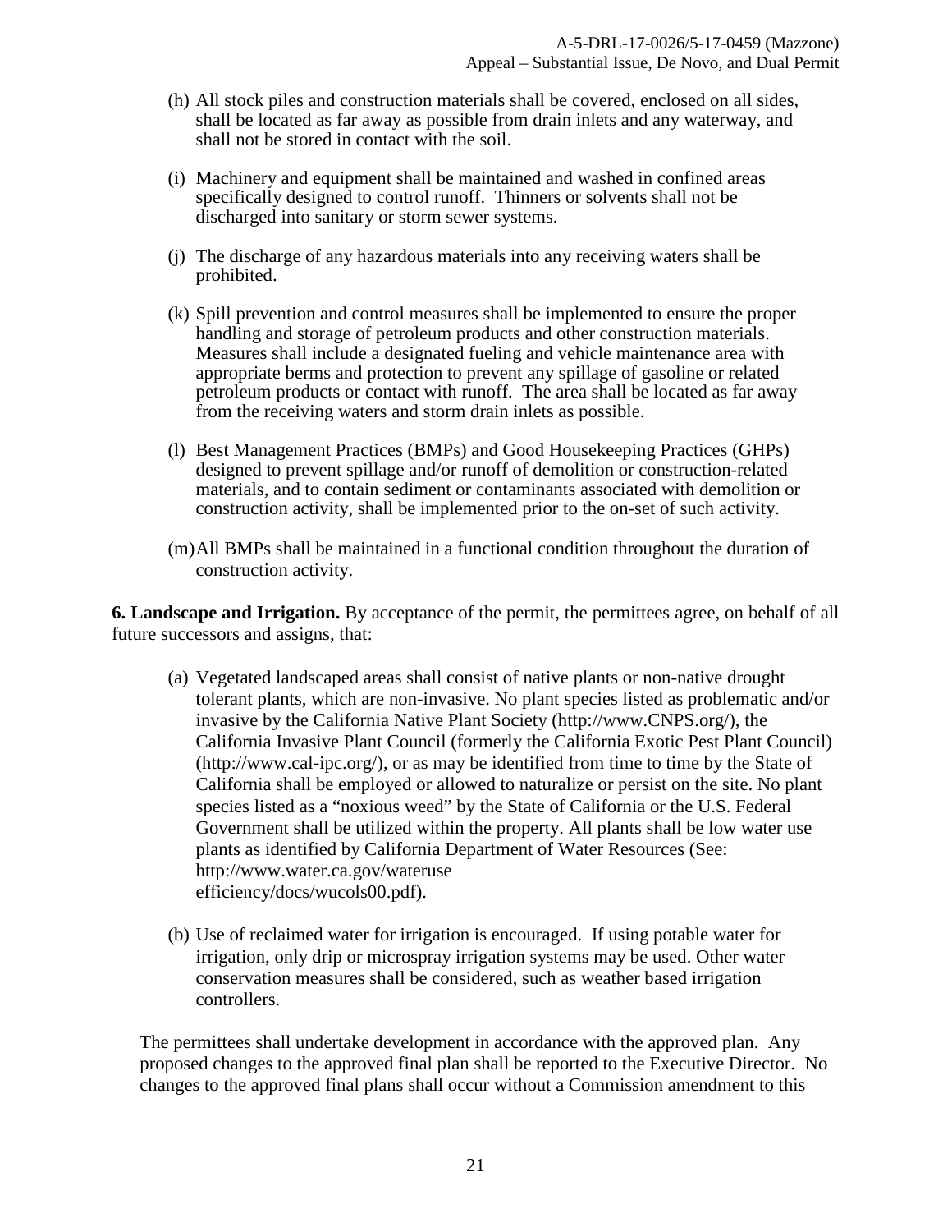(h) All stock piles and construction materials shall be covered, enclosed on all sides, shall be located as far away as possible from drain inlets and any waterway, and shall not be stored in contact with the soil.

(i) Machinery and equipment shall be maintained and washed in confined areas specifically designed to control runoff. Thinners or solvents shall not be discharged into sanitary or storm sewer systems.

(j) The discharge of any hazardous materials into any receiving waters shall be prohibited.

(k) Spill prevention and control measures shall be implemented to ensure the proper handling and storage of petroleum products and other construction materials. Measures shall include a designated fueling and vehicle maintenance area with appropriate berms and protection to prevent any spillage of gasoline or related petroleum products or contact with runoff. The area shall be located as far away from the receiving waters and storm drain inlets as possible.

(l) Best Management Practices (BMPs) and Good Housekeeping Practices (GHPs) designed to prevent spillage and/or runoff of demolition or construction-related materials, and to contain sediment or contaminants associated with demolition or construction activity, shall be implemented prior to the on-set of such activity.

(m) All BMPs shall be maintained in a functional condition throughout the duration of construction activity.

**6. Landscape and Irrigation.** By acceptance of the permit, the permittees agree, on behalf of all future successors and assigns, that:

(a) Vegetated landscaped areas shall consist of native plants or non-native drought tolerant plants, which are non-invasive. No plant species listed as problematic and/or invasive by the California Native Plant Society (http://www.CNPS.org/), the California Invasive Plant Council (formerly the California Exotic Pest Plant Council) (http://www.cal-ipc.org/), or as may be identified from time to time by the State of California shall be employed or allowed to naturalize or persist on the site. No plant species listed as a "noxious weed" by the State of California or the U.S. Federal Government shall be utilized within the property. All plants shall be low water use plants as identified by California Department of Water Resources (See: http://www.water.ca.gov/wateruse efficiency/docs/wucols00.pdf).

(b) Use of reclaimed water for irrigation is encouraged. If using potable water for irrigation, only drip or microspray irrigation systems may be used. Other water conservation measures shall be considered, such as weather based irrigation controllers.

The permittees shall undertake development in accordance with the approved plan. Any proposed changes to the approved final plan shall be reported to the Executive Director. No changes to the approved final plans shall occur without a Commission amendment to this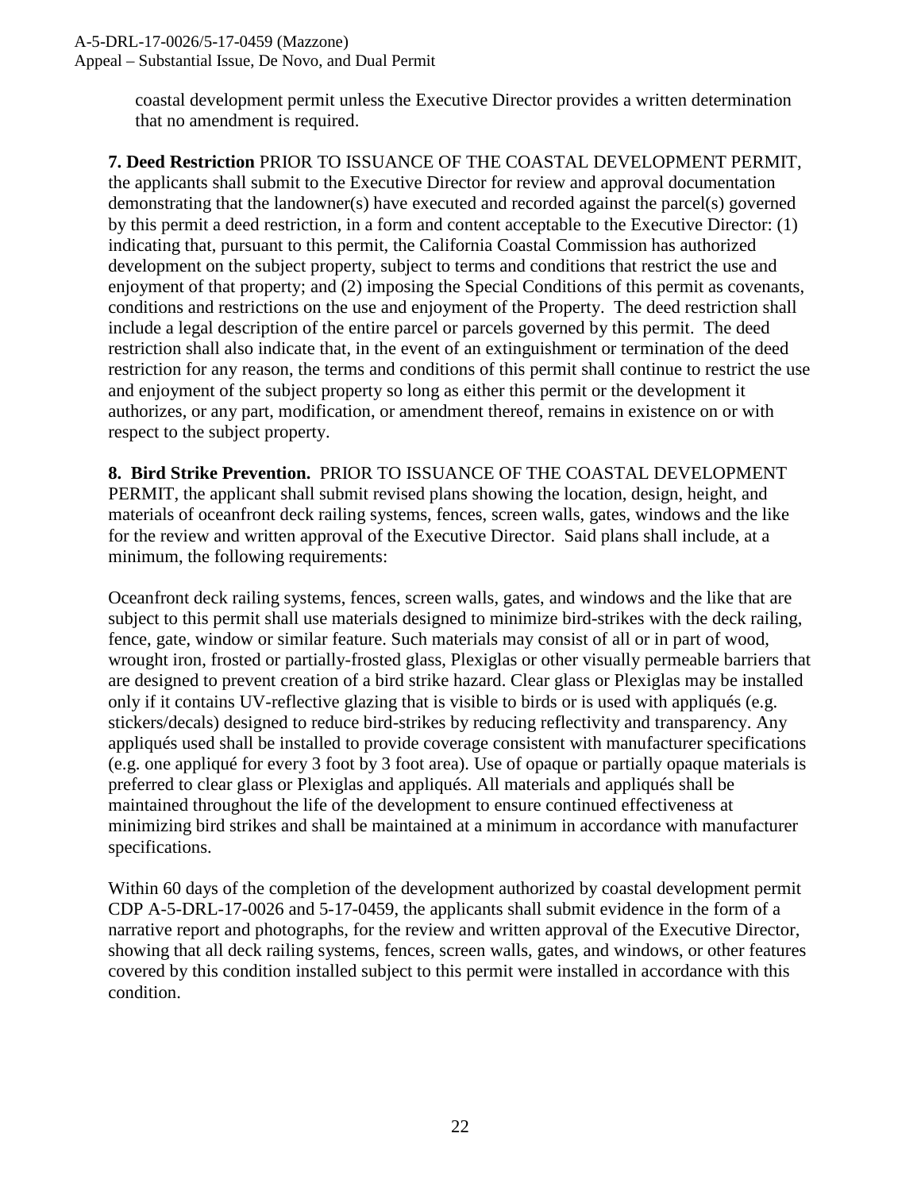coastal development permit unless the Executive Director provides a written determination that no amendment is required.

**7. Deed Restriction** PRIOR TO ISSUANCE OF THE COASTAL DEVELOPMENT PERMIT, the applicants shall submit to the Executive Director for review and approval documentation demonstrating that the landowner(s) have executed and recorded against the parcel(s) governed by this permit a deed restriction, in a form and content acceptable to the Executive Director: (1) indicating that, pursuant to this permit, the California Coastal Commission has authorized development on the subject property, subject to terms and conditions that restrict the use and enjoyment of that property; and (2) imposing the Special Conditions of this permit as covenants, conditions and restrictions on the use and enjoyment of the Property. The deed restriction shall include a legal description of the entire parcel or parcels governed by this permit. The deed restriction shall also indicate that, in the event of an extinguishment or termination of the deed restriction for any reason, the terms and conditions of this permit shall continue to restrict the use and enjoyment of the subject property so long as either this permit or the development it authorizes, or any part, modification, or amendment thereof, remains in existence on or with respect to the subject property.

**8. Bird Strike Prevention.** PRIOR TO ISSUANCE OF THE COASTAL DEVELOPMENT PERMIT, the applicant shall submit revised plans showing the location, design, height, and materials of oceanfront deck railing systems, fences, screen walls, gates, windows and the like for the review and written approval of the Executive Director. Said plans shall include, at a minimum, the following requirements:

Oceanfront deck railing systems, fences, screen walls, gates, and windows and the like that are subject to this permit shall use materials designed to minimize bird-strikes with the deck railing, fence, gate, window or similar feature. Such materials may consist of all or in part of wood, wrought iron, frosted or partially-frosted glass, Plexiglas or other visually permeable barriers that are designed to prevent creation of a bird strike hazard. Clear glass or Plexiglas may be installed only if it contains UV-reflective glazing that is visible to birds or is used with appliqués (e.g. stickers/decals) designed to reduce bird-strikes by reducing reflectivity and transparency. Any appliqués used shall be installed to provide coverage consistent with manufacturer specifications (e.g. one appliqué for every 3 foot by 3 foot area). Use of opaque or partially opaque materials is preferred to clear glass or Plexiglas and appliqués. All materials and appliqués shall be maintained throughout the life of the development to ensure continued effectiveness at minimizing bird strikes and shall be maintained at a minimum in accordance with manufacturer specifications.

Within 60 days of the completion of the development authorized by coastal development permit CDP A-5-DRL-17-0026 and 5-17-0459, the applicants shall submit evidence in the form of a narrative report and photographs, for the review and written approval of the Executive Director, showing that all deck railing systems, fences, screen walls, gates, and windows, or other features covered by this condition installed subject to this permit were installed in accordance with this condition.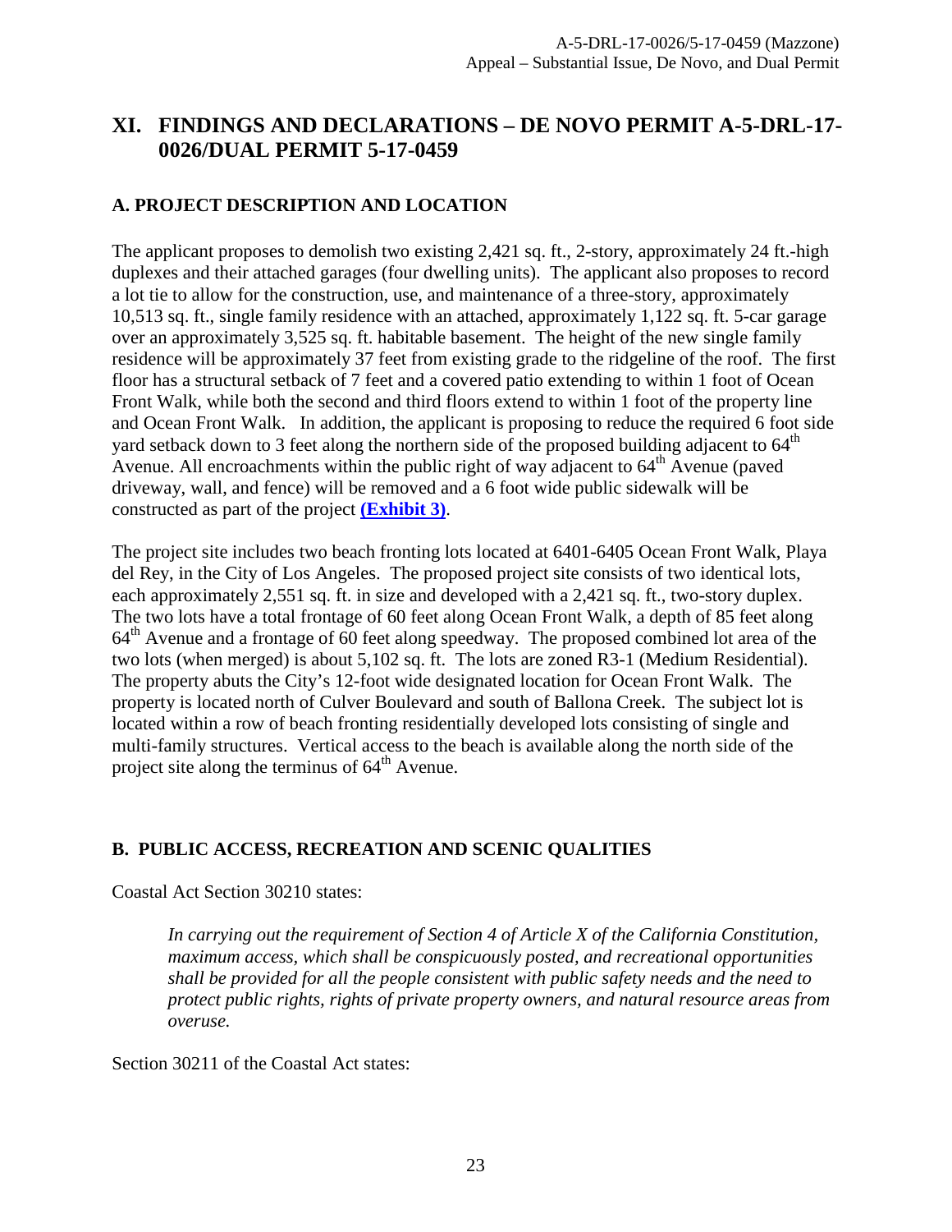## XI. FINDINGS AND DECLARATIONS – DE NOVO PERMIT A-5-DRL-17-0026/DUAL PERMIT 5-17-0459

### A. PROJECT DESCRIPTION AND LOCATION

The applicant proposes to demolish two existing 2,421 sq. ft., 2-story, approximately 24 ft.-high duplexes and their attached garages (four dwelling units). The applicant also proposes to record a lot tie to allow for the construction, use, and maintenance of a three-story, approximately 10,513 sq. ft., single family residence with an attached, approximately 1,122 sq. ft. 5-car garage over an approximately 3,525 sq. ft. habitable basement. The height of the new single family residence will be approximately 37 feet from existing grade to the ridgeline of the roof. The first floor has a structural setback of 7 feet and a covered patio extending to within 1 foot of Ocean Front Walk, while both the second and third floors extend to within 1 foot of the property line and Ocean Front Walk. In addition, the applicant is proposing to reduce the required 6 foot side yard setback down to 3 feet along the northern side of the proposed building adjacent to 64th Avenue. All encroachments within the public right of way adjacent to 64th Avenue (paved driveway, wall, and fence) will be removed and a 6 foot wide public sidewalk will be constructed as part of the project **(Exhibit 3)**.

The project site includes two beach fronting lots located at 6401-6405 Ocean Front Walk, Playa del Rey, in the City of Los Angeles. The proposed project site consists of two identical lots, each approximately 2,551 sq. ft. in size and developed with a 2,421 sq. ft., two-story duplex. The two lots have a total frontage of 60 feet along Ocean Front Walk, a depth of 85 feet along 64th Avenue and a frontage of 60 feet along speedway. The proposed combined lot area of the two lots (when merged) is about 5,102 sq. ft. The lots are zoned R3-1 (Medium Residential). The property abuts the City's 12-foot wide designated location for Ocean Front Walk. The property is located north of Culver Boulevard and south of Ballona Creek. The subject lot is located within a row of beach fronting residentially developed lots consisting of single and multi-family structures. Vertical access to the beach is available along the north side of the project site along the terminus of 64th Avenue.

### B. PUBLIC ACCESS, RECREATION AND SCENIC QUALITIES

Coastal Act Section 30210 states:

> *In carrying out the requirement of Section 4 of Article X of the California Constitution, maximum access, which shall be conspicuously posted, and recreational opportunities shall be provided for all the people consistent with public safety needs and the need to protect public rights, rights of private property owners, and natural resource areas from overuse.*

Section 30211 of the Coastal Act states: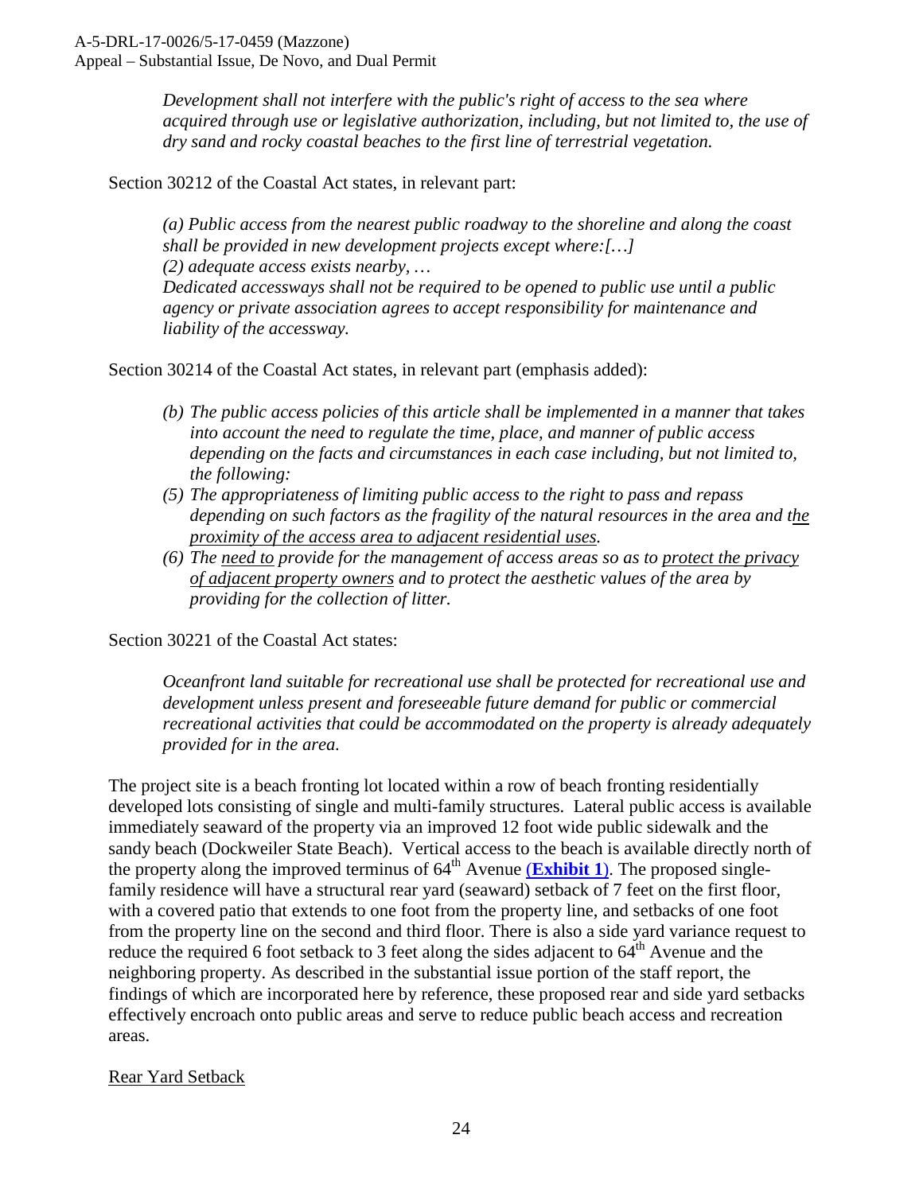> *Development shall not interfere with the public's right of access to the sea where acquired through use or legislative authorization, including, but not limited to, the use of dry sand and rocky coastal beaches to the first line of terrestrial vegetation.*

Section 30212 of the Coastal Act states, in relevant part:

> *(a) Public access from the nearest public roadway to the shoreline and along the coast shall be provided in new development projects except where:[…]*
> *(2) adequate access exists nearby, …*
> *Dedicated accessways shall not be required to be opened to public use until a public agency or private association agrees to accept responsibility for maintenance and liability of the accessway.*

Section 30214 of the Coastal Act states, in relevant part (emphasis added):

> *(b) The public access policies of this article shall be implemented in a manner that takes into account the need to regulate the time, place, and manner of public access depending on the facts and circumstances in each case including, but not limited to, the following:*
> *(5) The appropriateness of limiting public access to the right to pass and repass depending on such factors as the fragility of the natural resources in the area and <u>the proximity of the access area to adjacent residential uses</u>.*
> *(6) The <u>need to</u> provide for the management of access areas so as to <u>protect the privacy of adjacent property owners</u> and to protect the aesthetic values of the area by providing for the collection of litter.*

Section 30221 of the Coastal Act states:

> *Oceanfront land suitable for recreational use shall be protected for recreational use and development unless present and foreseeable future demand for public or commercial recreational activities that could be accommodated on the property is already adequately provided for in the area.*

The project site is a beach fronting lot located within a row of beach fronting residentially developed lots consisting of single and multi-family structures. Lateral public access is available immediately seaward of the property via an improved 12 foot wide public sidewalk and the sandy beach (Dockweiler State Beach). Vertical access to the beach is available directly north of the property along the improved terminus of 64th Avenue (**Exhibit 1**). The proposed single-family residence will have a structural rear yard (seaward) setback of 7 feet on the first floor, with a covered patio that extends to one foot from the property line, and setbacks of one foot from the property line on the second and third floor. There is also a side yard variance request to reduce the required 6 foot setback to 3 feet along the sides adjacent to 64th Avenue and the neighboring property. As described in the substantial issue portion of the staff report, the findings of which are incorporated here by reference, these proposed rear and side yard setbacks effectively encroach onto public areas and serve to reduce public beach access and recreation areas.

<u>Rear Yard Setback</u>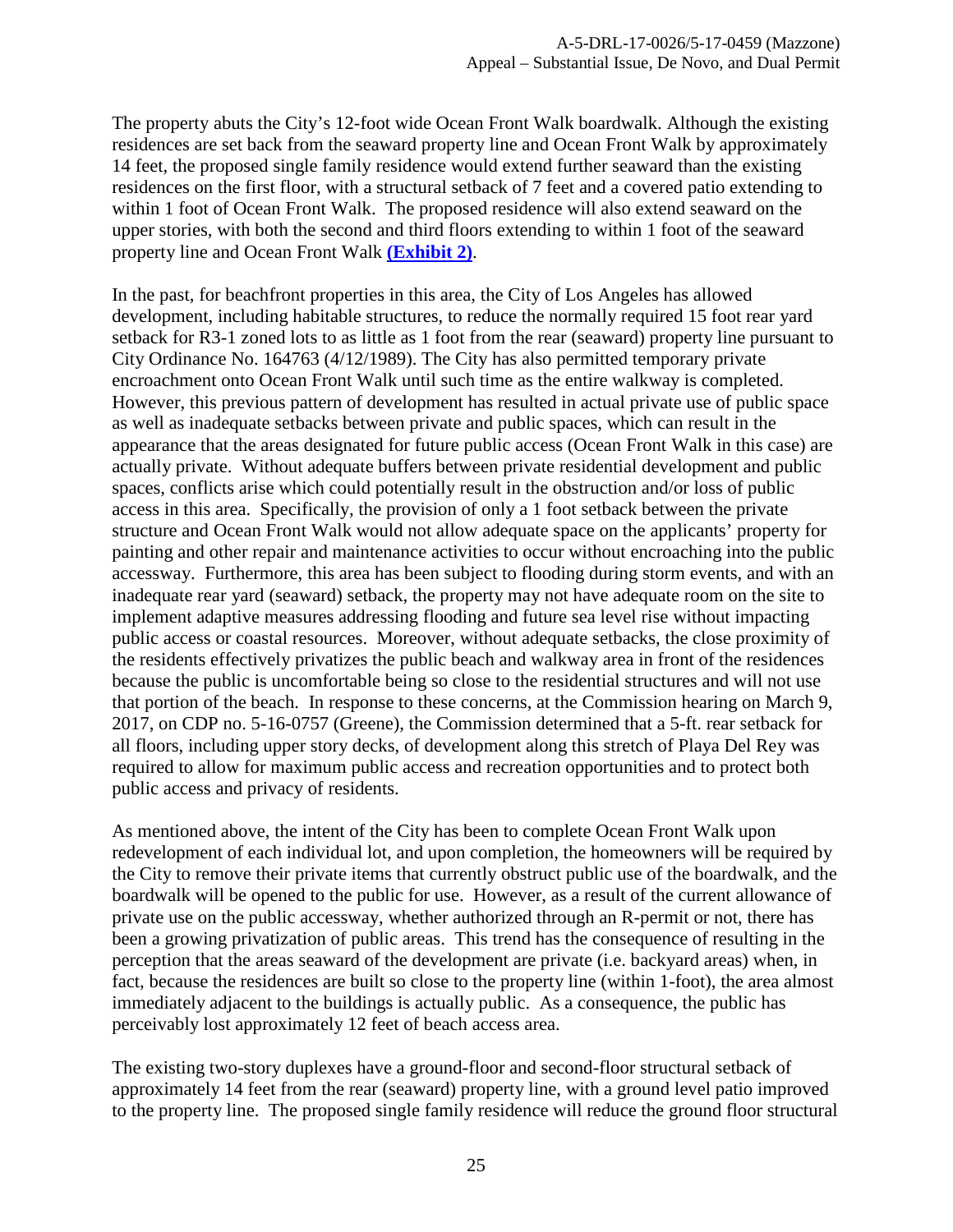The property abuts the City's 12-foot wide Ocean Front Walk boardwalk. Although the existing residences are set back from the seaward property line and Ocean Front Walk by approximately 14 feet, the proposed single family residence would extend further seaward than the existing residences on the first floor, with a structural setback of 7 feet and a covered patio extending to within 1 foot of Ocean Front Walk. The proposed residence will also extend seaward on the upper stories, with both the second and third floors extending to within 1 foot of the seaward property line and Ocean Front Walk **(Exhibit 2)**.

In the past, for beachfront properties in this area, the City of Los Angeles has allowed development, including habitable structures, to reduce the normally required 15 foot rear yard setback for R3-1 zoned lots to as little as 1 foot from the rear (seaward) property line pursuant to City Ordinance No. 164763 (4/12/1989). The City has also permitted temporary private encroachment onto Ocean Front Walk until such time as the entire walkway is completed. However, this previous pattern of development has resulted in actual private use of public space as well as inadequate setbacks between private and public spaces, which can result in the appearance that the areas designated for future public access (Ocean Front Walk in this case) are actually private. Without adequate buffers between private residential development and public spaces, conflicts arise which could potentially result in the obstruction and/or loss of public access in this area. Specifically, the provision of only a 1 foot setback between the private structure and Ocean Front Walk would not allow adequate space on the applicants' property for painting and other repair and maintenance activities to occur without encroaching into the public accessway. Furthermore, this area has been subject to flooding during storm events, and with an inadequate rear yard (seaward) setback, the property may not have adequate room on the site to implement adaptive measures addressing flooding and future sea level rise without impacting public access or coastal resources. Moreover, without adequate setbacks, the close proximity of the residents effectively privatizes the public beach and walkway area in front of the residences because the public is uncomfortable being so close to the residential structures and will not use that portion of the beach. In response to these concerns, at the Commission hearing on March 9, 2017, on CDP no. 5-16-0757 (Greene), the Commission determined that a 5-ft. rear setback for all floors, including upper story decks, of development along this stretch of Playa Del Rey was required to allow for maximum public access and recreation opportunities and to protect both public access and privacy of residents.

As mentioned above, the intent of the City has been to complete Ocean Front Walk upon redevelopment of each individual lot, and upon completion, the homeowners will be required by the City to remove their private items that currently obstruct public use of the boardwalk, and the boardwalk will be opened to the public for use. However, as a result of the current allowance of private use on the public accessway, whether authorized through an R-permit or not, there has been a growing privatization of public areas. This trend has the consequence of resulting in the perception that the areas seaward of the development are private (i.e. backyard areas) when, in fact, because the residences are built so close to the property line (within 1-foot), the area almost immediately adjacent to the buildings is actually public. As a consequence, the public has perceivably lost approximately 12 feet of beach access area.

The existing two-story duplexes have a ground-floor and second-floor structural setback of approximately 14 feet from the rear (seaward) property line, with a ground level patio improved to the property line. The proposed single family residence will reduce the ground floor structural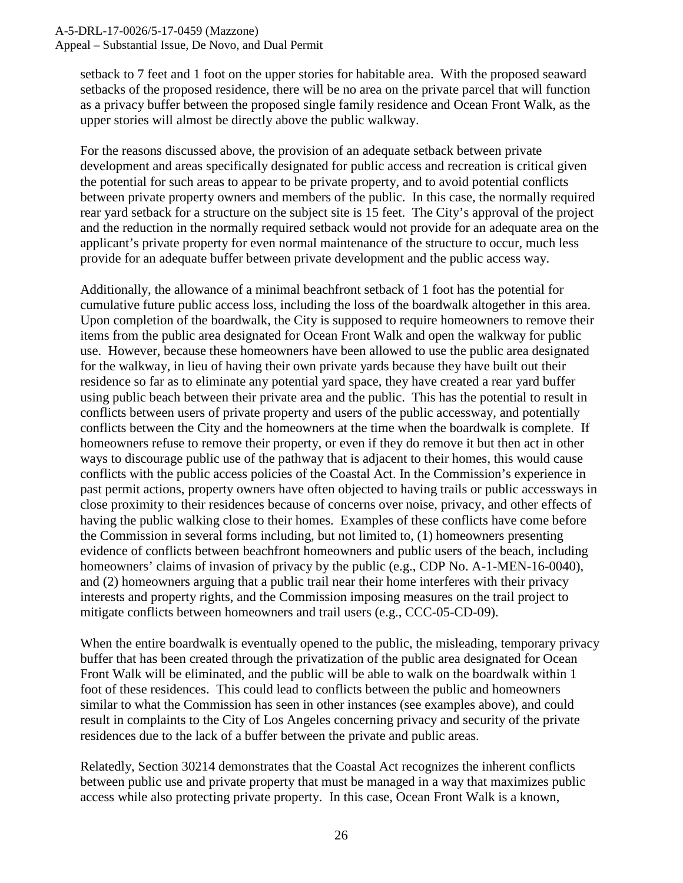setback to 7 feet and 1 foot on the upper stories for habitable area. With the proposed seaward setbacks of the proposed residence, there will be no area on the private parcel that will function as a privacy buffer between the proposed single family residence and Ocean Front Walk, as the upper stories will almost be directly above the public walkway.

For the reasons discussed above, the provision of an adequate setback between private development and areas specifically designated for public access and recreation is critical given the potential for such areas to appear to be private property, and to avoid potential conflicts between private property owners and members of the public. In this case, the normally required rear yard setback for a structure on the subject site is 15 feet. The City's approval of the project and the reduction in the normally required setback would not provide for an adequate area on the applicant's private property for even normal maintenance of the structure to occur, much less provide for an adequate buffer between private development and the public access way.

Additionally, the allowance of a minimal beachfront setback of 1 foot has the potential for cumulative future public access loss, including the loss of the boardwalk altogether in this area. Upon completion of the boardwalk, the City is supposed to require homeowners to remove their items from the public area designated for Ocean Front Walk and open the walkway for public use. However, because these homeowners have been allowed to use the public area designated for the walkway, in lieu of having their own private yards because they have built out their residence so far as to eliminate any potential yard space, they have created a rear yard buffer using public beach between their private area and the public. This has the potential to result in conflicts between users of private property and users of the public accessway, and potentially conflicts between the City and the homeowners at the time when the boardwalk is complete. If homeowners refuse to remove their property, or even if they do remove it but then act in other ways to discourage public use of the pathway that is adjacent to their homes, this would cause conflicts with the public access policies of the Coastal Act. In the Commission's experience in past permit actions, property owners have often objected to having trails or public accessways in close proximity to their residences because of concerns over noise, privacy, and other effects of having the public walking close to their homes. Examples of these conflicts have come before the Commission in several forms including, but not limited to, (1) homeowners presenting evidence of conflicts between beachfront homeowners and public users of the beach, including homeowners' claims of invasion of privacy by the public (e.g., CDP No. A-1-MEN-16-0040), and (2) homeowners arguing that a public trail near their home interferes with their privacy interests and property rights, and the Commission imposing measures on the trail project to mitigate conflicts between homeowners and trail users (e.g., CCC-05-CD-09).

When the entire boardwalk is eventually opened to the public, the misleading, temporary privacy buffer that has been created through the privatization of the public area designated for Ocean Front Walk will be eliminated, and the public will be able to walk on the boardwalk within 1 foot of these residences. This could lead to conflicts between the public and homeowners similar to what the Commission has seen in other instances (see examples above), and could result in complaints to the City of Los Angeles concerning privacy and security of the private residences due to the lack of a buffer between the private and public areas.

Relatedly, Section 30214 demonstrates that the Coastal Act recognizes the inherent conflicts between public use and private property that must be managed in a way that maximizes public access while also protecting private property. In this case, Ocean Front Walk is a known,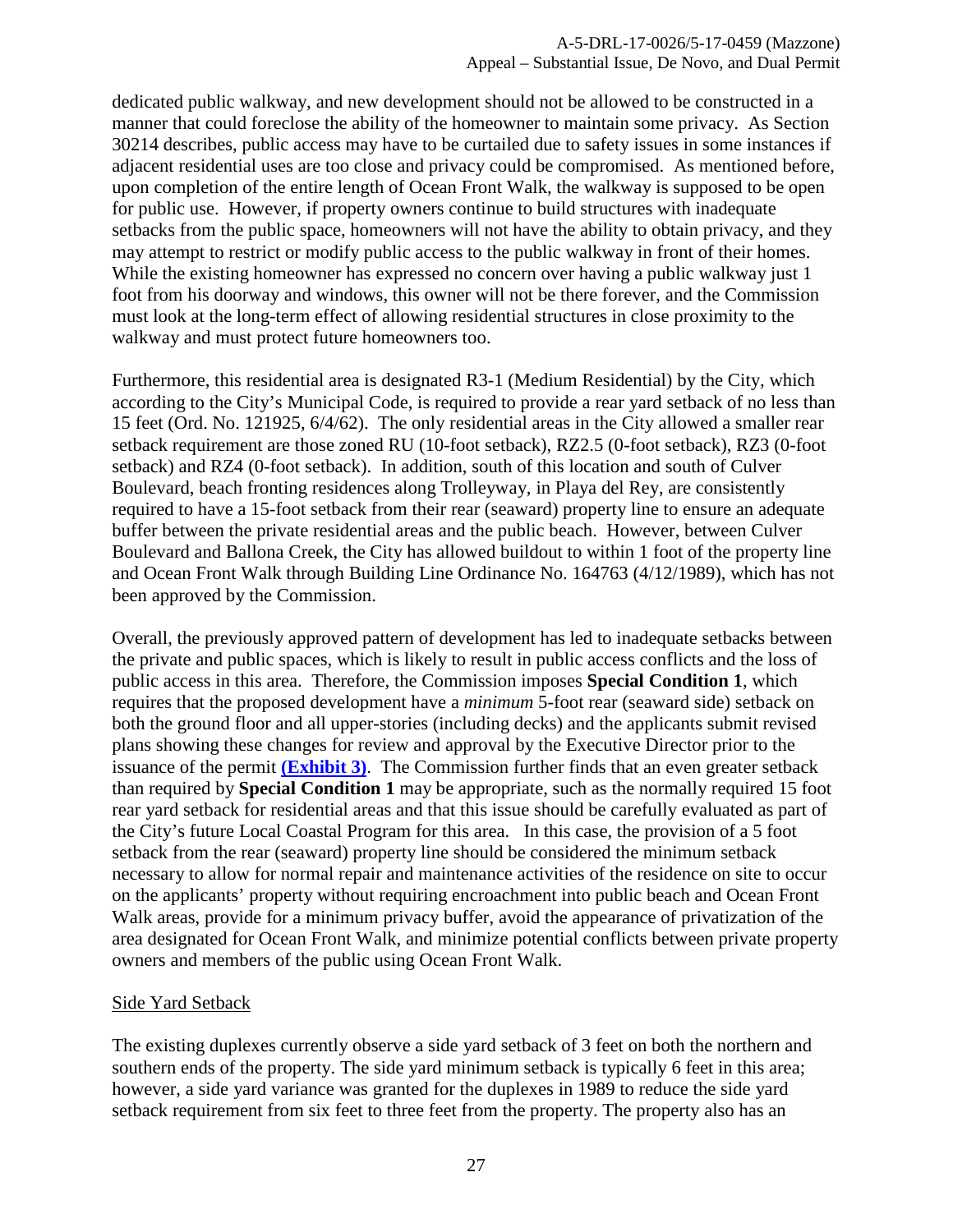dedicated public walkway, and new development should not be allowed to be constructed in a manner that could foreclose the ability of the homeowner to maintain some privacy. As Section 30214 describes, public access may have to be curtailed due to safety issues in some instances if adjacent residential uses are too close and privacy could be compromised. As mentioned before, upon completion of the entire length of Ocean Front Walk, the walkway is supposed to be open for public use. However, if property owners continue to build structures with inadequate setbacks from the public space, homeowners will not have the ability to obtain privacy, and they may attempt to restrict or modify public access to the public walkway in front of their homes. While the existing homeowner has expressed no concern over having a public walkway just 1 foot from his doorway and windows, this owner will not be there forever, and the Commission must look at the long-term effect of allowing residential structures in close proximity to the walkway and must protect future homeowners too.

Furthermore, this residential area is designated R3-1 (Medium Residential) by the City, which according to the City's Municipal Code, is required to provide a rear yard setback of no less than 15 feet (Ord. No. 121925, 6/4/62). The only residential areas in the City allowed a smaller rear setback requirement are those zoned RU (10-foot setback), RZ2.5 (0-foot setback), RZ3 (0-foot setback) and RZ4 (0-foot setback). In addition, south of this location and south of Culver Boulevard, beach fronting residences along Trolleyway, in Playa del Rey, are consistently required to have a 15-foot setback from their rear (seaward) property line to ensure an adequate buffer between the private residential areas and the public beach. However, between Culver Boulevard and Ballona Creek, the City has allowed buildout to within 1 foot of the property line and Ocean Front Walk through Building Line Ordinance No. 164763 (4/12/1989), which has not been approved by the Commission.

Overall, the previously approved pattern of development has led to inadequate setbacks between the private and public spaces, which is likely to result in public access conflicts and the loss of public access in this area. Therefore, the Commission imposes **Special Condition 1**, which requires that the proposed development have a *minimum* 5-foot rear (seaward side) setback on both the ground floor and all upper-stories (including decks) and the applicants submit revised plans showing these changes for review and approval by the Executive Director prior to the issuance of the permit **(Exhibit 3)**. The Commission further finds that an even greater setback than required by **Special Condition 1** may be appropriate, such as the normally required 15 foot rear yard setback for residential areas and that this issue should be carefully evaluated as part of the City's future Local Coastal Program for this area. In this case, the provision of a 5 foot setback from the rear (seaward) property line should be considered the minimum setback necessary to allow for normal repair and maintenance activities of the residence on site to occur on the applicants' property without requiring encroachment into public beach and Ocean Front Walk areas, provide for a minimum privacy buffer, avoid the appearance of privatization of the area designated for Ocean Front Walk, and minimize potential conflicts between private property owners and members of the public using Ocean Front Walk.

<u>Side Yard Setback</u>

The existing duplexes currently observe a side yard setback of 3 feet on both the northern and southern ends of the property. The side yard minimum setback is typically 6 feet in this area; however, a side yard variance was granted for the duplexes in 1989 to reduce the side yard setback requirement from six feet to three feet from the property. The property also has an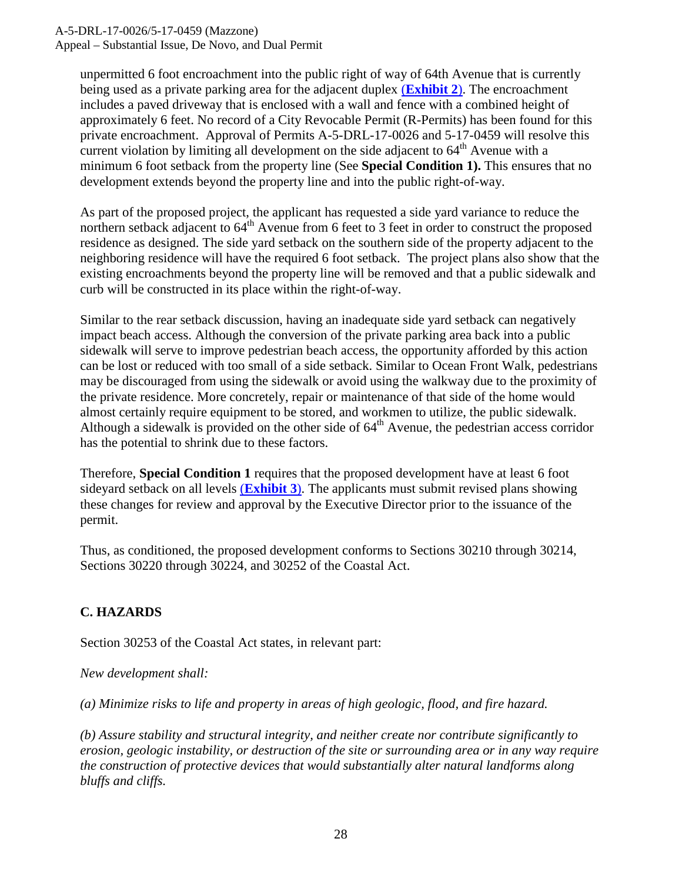unpermitted 6 foot encroachment into the public right of way of 64th Avenue that is currently being used as a private parking area for the adjacent duplex (**Exhibit 2**). The encroachment includes a paved driveway that is enclosed with a wall and fence with a combined height of approximately 6 feet. No record of a City Revocable Permit (R-Permits) has been found for this private encroachment. Approval of Permits A-5-DRL-17-0026 and 5-17-0459 will resolve this current violation by limiting all development on the side adjacent to 64th Avenue with a minimum 6 foot setback from the property line (See **Special Condition 1).** This ensures that no development extends beyond the property line and into the public right-of-way.

As part of the proposed project, the applicant has requested a side yard variance to reduce the northern setback adjacent to 64th Avenue from 6 feet to 3 feet in order to construct the proposed residence as designed. The side yard setback on the southern side of the property adjacent to the neighboring residence will have the required 6 foot setback. The project plans also show that the existing encroachments beyond the property line will be removed and that a public sidewalk and curb will be constructed in its place within the right-of-way.

Similar to the rear setback discussion, having an inadequate side yard setback can negatively impact beach access. Although the conversion of the private parking area back into a public sidewalk will serve to improve pedestrian beach access, the opportunity afforded by this action can be lost or reduced with too small of a side setback. Similar to Ocean Front Walk, pedestrians may be discouraged from using the sidewalk or avoid using the walkway due to the proximity of the private residence. More concretely, repair or maintenance of that side of the home would almost certainly require equipment to be stored, and workmen to utilize, the public sidewalk. Although a sidewalk is provided on the other side of 64th Avenue, the pedestrian access corridor has the potential to shrink due to these factors.

Therefore, **Special Condition 1** requires that the proposed development have at least 6 foot sideyard setback on all levels (**Exhibit 3**). The applicants must submit revised plans showing these changes for review and approval by the Executive Director prior to the issuance of the permit.

Thus, as conditioned, the proposed development conforms to Sections 30210 through 30214, Sections 30220 through 30224, and 30252 of the Coastal Act.

## C. HAZARDS

Section 30253 of the Coastal Act states, in relevant part:

*New development shall:*

*(a) Minimize risks to life and property in areas of high geologic, flood, and fire hazard.*

*(b) Assure stability and structural integrity, and neither create nor contribute significantly to erosion, geologic instability, or destruction of the site or surrounding area or in any way require the construction of protective devices that would substantially alter natural landforms along bluffs and cliffs.*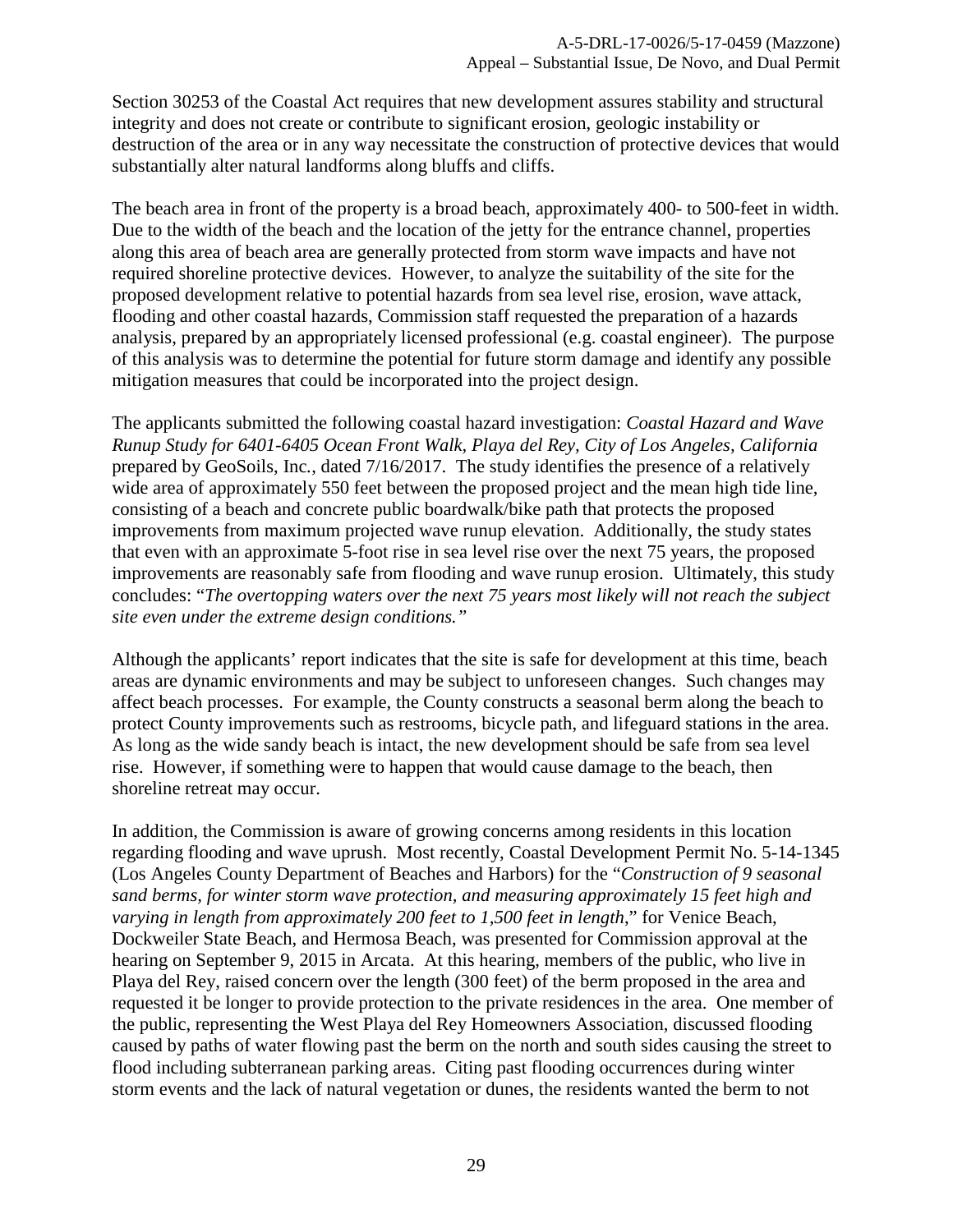Section 30253 of the Coastal Act requires that new development assures stability and structural integrity and does not create or contribute to significant erosion, geologic instability or destruction of the area or in any way necessitate the construction of protective devices that would substantially alter natural landforms along bluffs and cliffs.

The beach area in front of the property is a broad beach, approximately 400- to 500-feet in width. Due to the width of the beach and the location of the jetty for the entrance channel, properties along this area of beach area are generally protected from storm wave impacts and have not required shoreline protective devices. However, to analyze the suitability of the site for the proposed development relative to potential hazards from sea level rise, erosion, wave attack, flooding and other coastal hazards, Commission staff requested the preparation of a hazards analysis, prepared by an appropriately licensed professional (e.g. coastal engineer). The purpose of this analysis was to determine the potential for future storm damage and identify any possible mitigation measures that could be incorporated into the project design.

The applicants submitted the following coastal hazard investigation: *Coastal Hazard and Wave Runup Study for 6401-6405 Ocean Front Walk, Playa del Rey, City of Los Angeles, California* prepared by GeoSoils, Inc., dated 7/16/2017. The study identifies the presence of a relatively wide area of approximately 550 feet between the proposed project and the mean high tide line, consisting of a beach and concrete public boardwalk/bike path that protects the proposed improvements from maximum projected wave runup elevation. Additionally, the study states that even with an approximate 5-foot rise in sea level rise over the next 75 years, the proposed improvements are reasonably safe from flooding and wave runup erosion. Ultimately, this study concludes: "*The overtopping waters over the next 75 years most likely will not reach the subject site even under the extreme design conditions.*"

Although the applicants' report indicates that the site is safe for development at this time, beach areas are dynamic environments and may be subject to unforeseen changes. Such changes may affect beach processes. For example, the County constructs a seasonal berm along the beach to protect County improvements such as restrooms, bicycle path, and lifeguard stations in the area. As long as the wide sandy beach is intact, the new development should be safe from sea level rise. However, if something were to happen that would cause damage to the beach, then shoreline retreat may occur.

In addition, the Commission is aware of growing concerns among residents in this location regarding flooding and wave uprush. Most recently, Coastal Development Permit No. 5-14-1345 (Los Angeles County Department of Beaches and Harbors) for the "*Construction of 9 seasonal sand berms, for winter storm wave protection, and measuring approximately 15 feet high and varying in length from approximately 200 feet to 1,500 feet in length*," for Venice Beach, Dockweiler State Beach, and Hermosa Beach, was presented for Commission approval at the hearing on September 9, 2015 in Arcata. At this hearing, members of the public, who live in Playa del Rey, raised concern over the length (300 feet) of the berm proposed in the area and requested it be longer to provide protection to the private residences in the area. One member of the public, representing the West Playa del Rey Homeowners Association, discussed flooding caused by paths of water flowing past the berm on the north and south sides causing the street to flood including subterranean parking areas. Citing past flooding occurrences during winter storm events and the lack of natural vegetation or dunes, the residents wanted the berm to not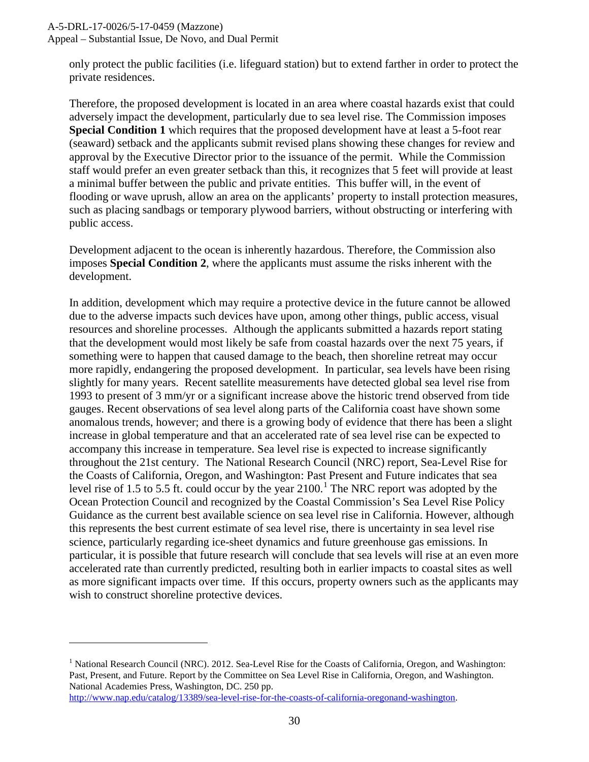only protect the public facilities (i.e. lifeguard station) but to extend farther in order to protect the private residences.

Therefore, the proposed development is located in an area where coastal hazards exist that could adversely impact the development, particularly due to sea level rise. The Commission imposes **Special Condition 1** which requires that the proposed development have at least a 5-foot rear (seaward) setback and the applicants submit revised plans showing these changes for review and approval by the Executive Director prior to the issuance of the permit. While the Commission staff would prefer an even greater setback than this, it recognizes that 5 feet will provide at least a minimal buffer between the public and private entities. This buffer will, in the event of flooding or wave uprush, allow an area on the applicants' property to install protection measures, such as placing sandbags or temporary plywood barriers, without obstructing or interfering with public access.

Development adjacent to the ocean is inherently hazardous. Therefore, the Commission also imposes **Special Condition 2**, where the applicants must assume the risks inherent with the development.

In addition, development which may require a protective device in the future cannot be allowed due to the adverse impacts such devices have upon, among other things, public access, visual resources and shoreline processes. Although the applicants submitted a hazards report stating that the development would most likely be safe from coastal hazards over the next 75 years, if something were to happen that caused damage to the beach, then shoreline retreat may occur more rapidly, endangering the proposed development. In particular, sea levels have been rising slightly for many years. Recent satellite measurements have detected global sea level rise from 1993 to present of 3 mm/yr or a significant increase above the historic trend observed from tide gauges. Recent observations of sea level along parts of the California coast have shown some anomalous trends, however; and there is a growing body of evidence that there has been a slight increase in global temperature and that an accelerated rate of sea level rise can be expected to accompany this increase in temperature. Sea level rise is expected to increase significantly throughout the 21st century. The National Research Council (NRC) report, Sea-Level Rise for the Coasts of California, Oregon, and Washington: Past Present and Future indicates that sea level rise of 1.5 to 5.5 ft. could occur by the year 2100.[1] The NRC report was adopted by the Ocean Protection Council and recognized by the Coastal Commission's Sea Level Rise Policy Guidance as the current best available science on sea level rise in California. However, although this represents the best current estimate of sea level rise, there is uncertainty in sea level rise science, particularly regarding ice-sheet dynamics and future greenhouse gas emissions. In particular, it is possible that future research will conclude that sea levels will rise at an even more accelerated rate than currently predicted, resulting both in earlier impacts to coastal sites as well as more significant impacts over time. If this occurs, property owners such as the applicants may wish to construct shoreline protective devices.

---

[1] National Research Council (NRC). 2012. Sea-Level Rise for the Coasts of California, Oregon, and Washington: Past, Present, and Future. Report by the Committee on Sea Level Rise in California, Oregon, and Washington. National Academies Press, Washington, DC. 250 pp. http://www.nap.edu/catalog/13389/sea-level-rise-for-the-coasts-of-california-oregonand-washington.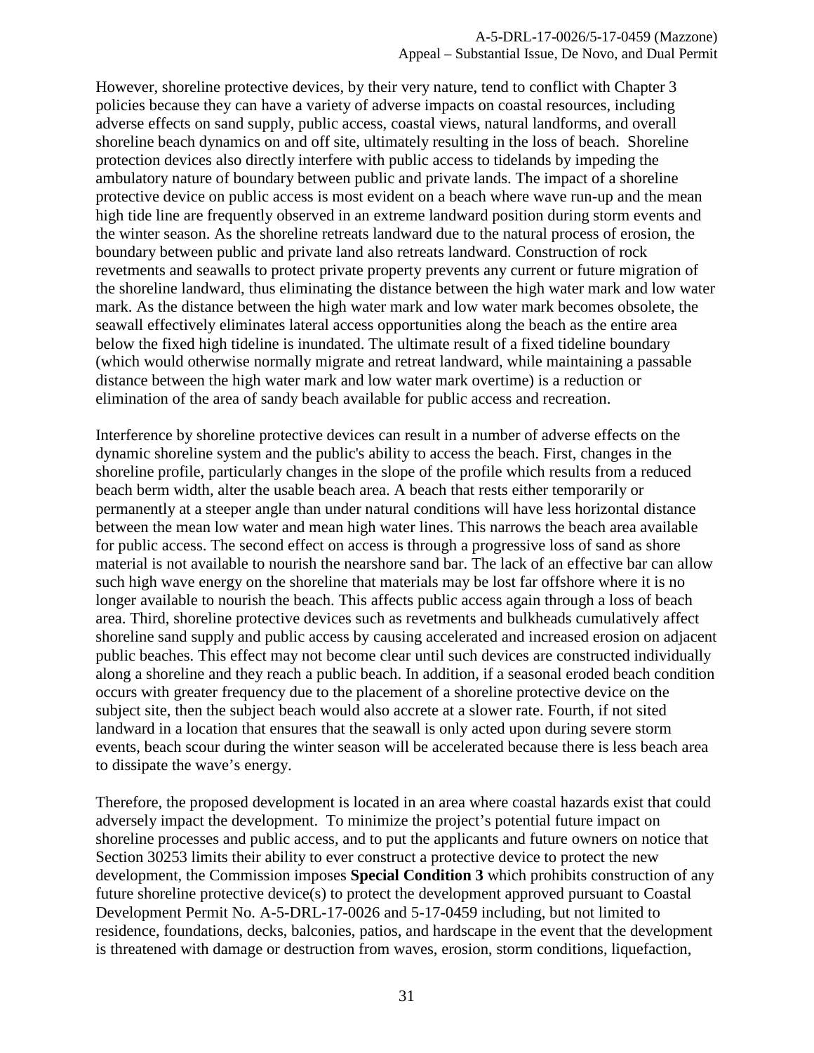However, shoreline protective devices, by their very nature, tend to conflict with Chapter 3 policies because they can have a variety of adverse impacts on coastal resources, including adverse effects on sand supply, public access, coastal views, natural landforms, and overall shoreline beach dynamics on and off site, ultimately resulting in the loss of beach. Shoreline protection devices also directly interfere with public access to tidelands by impeding the ambulatory nature of boundary between public and private lands. The impact of a shoreline protective device on public access is most evident on a beach where wave run-up and the mean high tide line are frequently observed in an extreme landward position during storm events and the winter season. As the shoreline retreats landward due to the natural process of erosion, the boundary between public and private land also retreats landward. Construction of rock revetments and seawalls to protect private property prevents any current or future migration of the shoreline landward, thus eliminating the distance between the high water mark and low water mark. As the distance between the high water mark and low water mark becomes obsolete, the seawall effectively eliminates lateral access opportunities along the beach as the entire area below the fixed high tideline is inundated. The ultimate result of a fixed tideline boundary (which would otherwise normally migrate and retreat landward, while maintaining a passable distance between the high water mark and low water mark overtime) is a reduction or elimination of the area of sandy beach available for public access and recreation.

Interference by shoreline protective devices can result in a number of adverse effects on the dynamic shoreline system and the public's ability to access the beach. First, changes in the shoreline profile, particularly changes in the slope of the profile which results from a reduced beach berm width, alter the usable beach area. A beach that rests either temporarily or permanently at a steeper angle than under natural conditions will have less horizontal distance between the mean low water and mean high water lines. This narrows the beach area available for public access. The second effect on access is through a progressive loss of sand as shore material is not available to nourish the nearshore sand bar. The lack of an effective bar can allow such high wave energy on the shoreline that materials may be lost far offshore where it is no longer available to nourish the beach. This affects public access again through a loss of beach area. Third, shoreline protective devices such as revetments and bulkheads cumulatively affect shoreline sand supply and public access by causing accelerated and increased erosion on adjacent public beaches. This effect may not become clear until such devices are constructed individually along a shoreline and they reach a public beach. In addition, if a seasonal eroded beach condition occurs with greater frequency due to the placement of a shoreline protective device on the subject site, then the subject beach would also accrete at a slower rate. Fourth, if not sited landward in a location that ensures that the seawall is only acted upon during severe storm events, beach scour during the winter season will be accelerated because there is less beach area to dissipate the wave's energy.

Therefore, the proposed development is located in an area where coastal hazards exist that could adversely impact the development. To minimize the project's potential future impact on shoreline processes and public access, and to put the applicants and future owners on notice that Section 30253 limits their ability to ever construct a protective device to protect the new development, the Commission imposes **Special Condition 3** which prohibits construction of any future shoreline protective device(s) to protect the development approved pursuant to Coastal Development Permit No. A-5-DRL-17-0026 and 5-17-0459 including, but not limited to residence, foundations, decks, balconies, patios, and hardscape in the event that the development is threatened with damage or destruction from waves, erosion, storm conditions, liquefaction,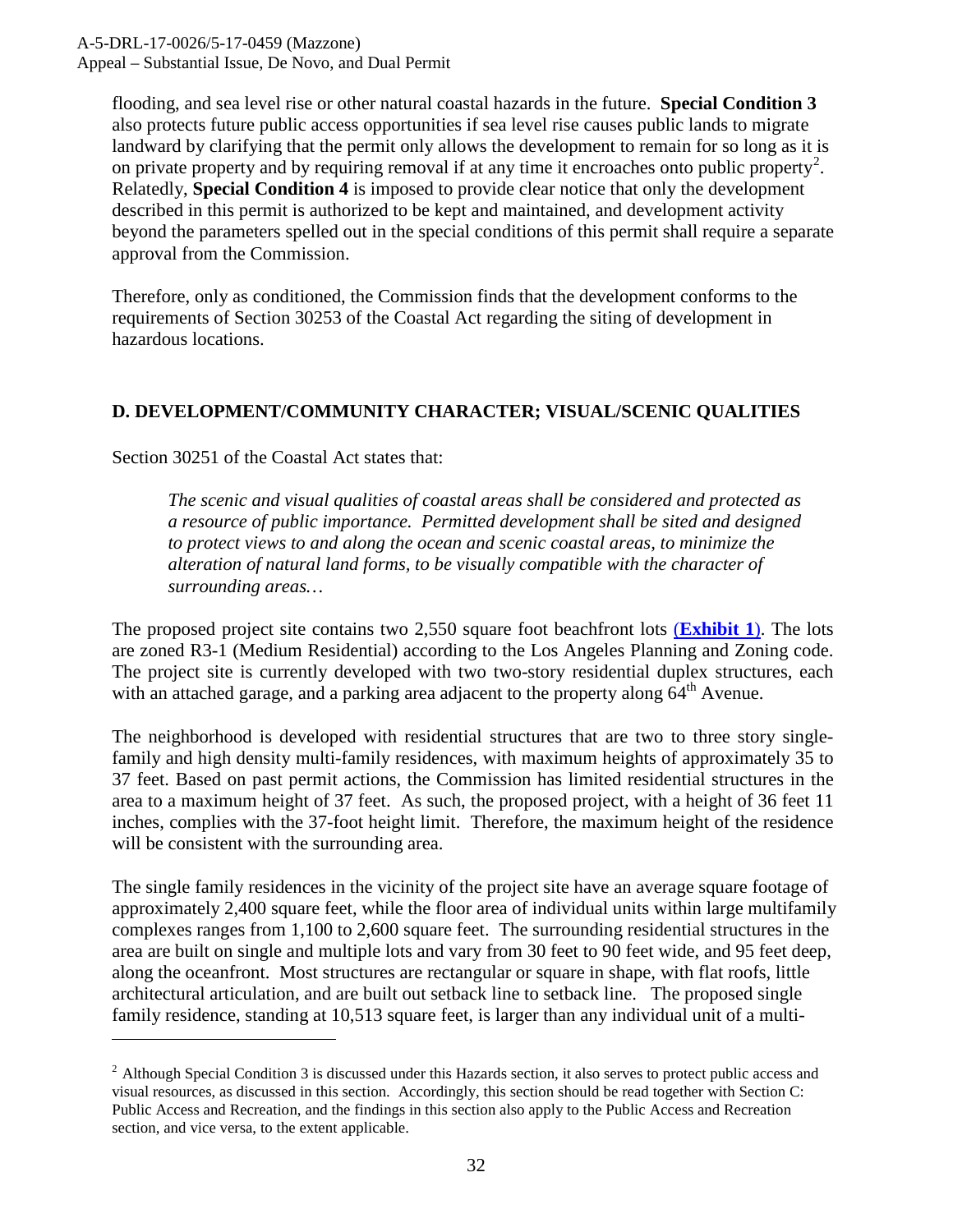flooding, and sea level rise or other natural coastal hazards in the future. **Special Condition 3** also protects future public access opportunities if sea level rise causes public lands to migrate landward by clarifying that the permit only allows the development to remain for so long as it is on private property and by requiring removal if at any time it encroaches onto public property[2]. Relatedly, **Special Condition 4** is imposed to provide clear notice that only the development described in this permit is authorized to be kept and maintained, and development activity beyond the parameters spelled out in the special conditions of this permit shall require a separate approval from the Commission.

Therefore, only as conditioned, the Commission finds that the development conforms to the requirements of Section 30253 of the Coastal Act regarding the siting of development in hazardous locations.

## D. DEVELOPMENT/COMMUNITY CHARACTER; VISUAL/SCENIC QUALITIES

Section 30251 of the Coastal Act states that:

> *The scenic and visual qualities of coastal areas shall be considered and protected as a resource of public importance. Permitted development shall be sited and designed to protect views to and along the ocean and scenic coastal areas, to minimize the alteration of natural land forms, to be visually compatible with the character of surrounding areas…*

The proposed project site contains two 2,550 square foot beachfront lots (**Exhibit 1**). The lots are zoned R3-1 (Medium Residential) according to the Los Angeles Planning and Zoning code. The project site is currently developed with two two-story residential duplex structures, each with an attached garage, and a parking area adjacent to the property along 64th Avenue.

The neighborhood is developed with residential structures that are two to three story single-family and high density multi-family residences, with maximum heights of approximately 35 to 37 feet. Based on past permit actions, the Commission has limited residential structures in the area to a maximum height of 37 feet. As such, the proposed project, with a height of 36 feet 11 inches, complies with the 37-foot height limit. Therefore, the maximum height of the residence will be consistent with the surrounding area.

The single family residences in the vicinity of the project site have an average square footage of approximately 2,400 square feet, while the floor area of individual units within large multifamily complexes ranges from 1,100 to 2,600 square feet. The surrounding residential structures in the area are built on single and multiple lots and vary from 30 feet to 90 feet wide, and 95 feet deep, along the oceanfront. Most structures are rectangular or square in shape, with flat roofs, little architectural articulation, and are built out setback line to setback line. The proposed single family residence, standing at 10,513 square feet, is larger than any individual unit of a multi-

---

[2] Although Special Condition 3 is discussed under this Hazards section, it also serves to protect public access and visual resources, as discussed in this section. Accordingly, this section should be read together with Section C: Public Access and Recreation, and the findings in this section also apply to the Public Access and Recreation section, and vice versa, to the extent applicable.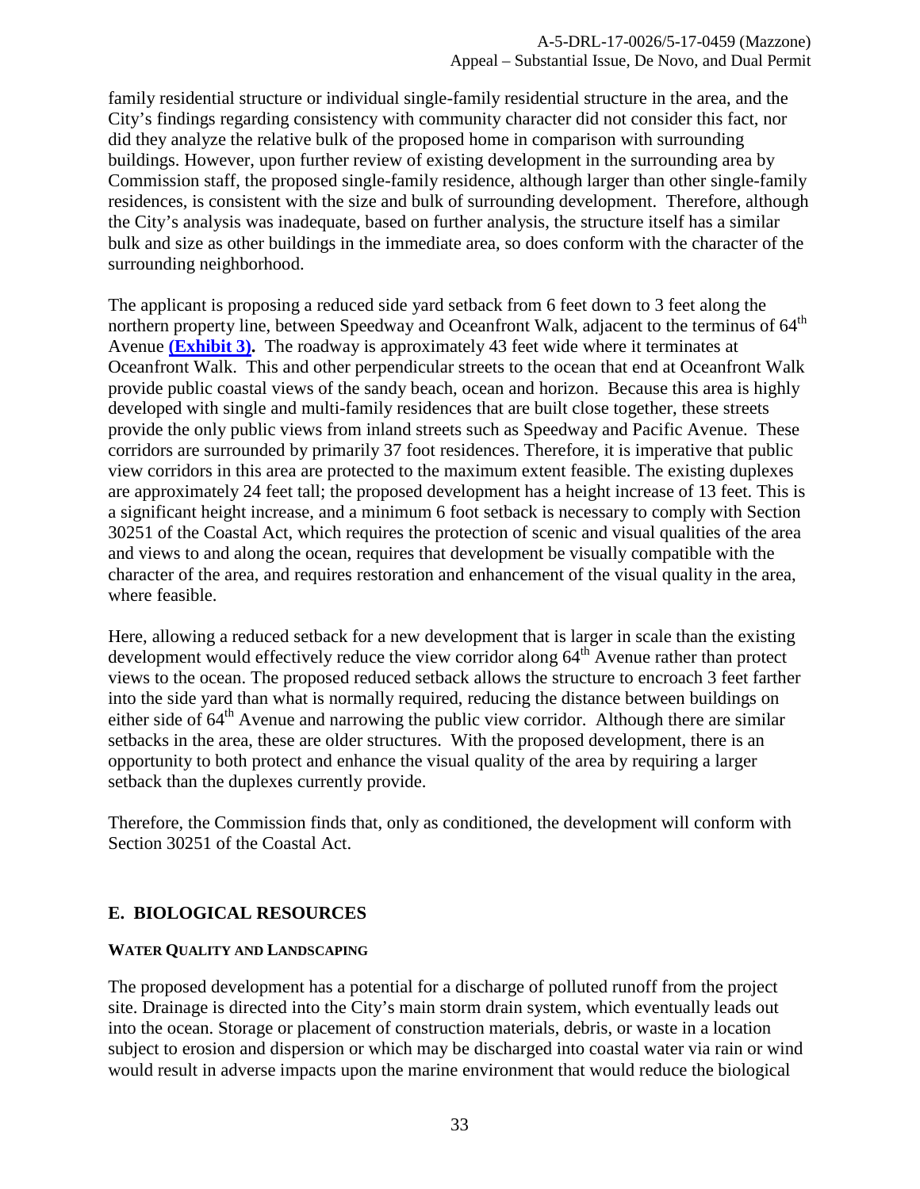family residential structure or individual single-family residential structure in the area, and the City's findings regarding consistency with community character did not consider this fact, nor did they analyze the relative bulk of the proposed home in comparison with surrounding buildings. However, upon further review of existing development in the surrounding area by Commission staff, the proposed single-family residence, although larger than other single-family residences, is consistent with the size and bulk of surrounding development. Therefore, although the City's analysis was inadequate, based on further analysis, the structure itself has a similar bulk and size as other buildings in the immediate area, so does conform with the character of the surrounding neighborhood.

The applicant is proposing a reduced side yard setback from 6 feet down to 3 feet along the northern property line, between Speedway and Oceanfront Walk, adjacent to the terminus of 64th Avenue **(Exhibit 3).** The roadway is approximately 43 feet wide where it terminates at Oceanfront Walk. This and other perpendicular streets to the ocean that end at Oceanfront Walk provide public coastal views of the sandy beach, ocean and horizon. Because this area is highly developed with single and multi-family residences that are built close together, these streets provide the only public views from inland streets such as Speedway and Pacific Avenue. These corridors are surrounded by primarily 37 foot residences. Therefore, it is imperative that public view corridors in this area are protected to the maximum extent feasible. The existing duplexes are approximately 24 feet tall; the proposed development has a height increase of 13 feet. This is a significant height increase, and a minimum 6 foot setback is necessary to comply with Section 30251 of the Coastal Act, which requires the protection of scenic and visual qualities of the area and views to and along the ocean, requires that development be visually compatible with the character of the area, and requires restoration and enhancement of the visual quality in the area, where feasible.

Here, allowing a reduced setback for a new development that is larger in scale than the existing development would effectively reduce the view corridor along 64th Avenue rather than protect views to the ocean. The proposed reduced setback allows the structure to encroach 3 feet farther into the side yard than what is normally required, reducing the distance between buildings on either side of 64th Avenue and narrowing the public view corridor. Although there are similar setbacks in the area, these are older structures. With the proposed development, there is an opportunity to both protect and enhance the visual quality of the area by requiring a larger setback than the duplexes currently provide.

Therefore, the Commission finds that, only as conditioned, the development will conform with Section 30251 of the Coastal Act.

## E. BIOLOGICAL RESOURCES

#### WATER QUALITY AND LANDSCAPING

The proposed development has a potential for a discharge of polluted runoff from the project site. Drainage is directed into the City's main storm drain system, which eventually leads out into the ocean. Storage or placement of construction materials, debris, or waste in a location subject to erosion and dispersion or which may be discharged into coastal water via rain or wind would result in adverse impacts upon the marine environment that would reduce the biological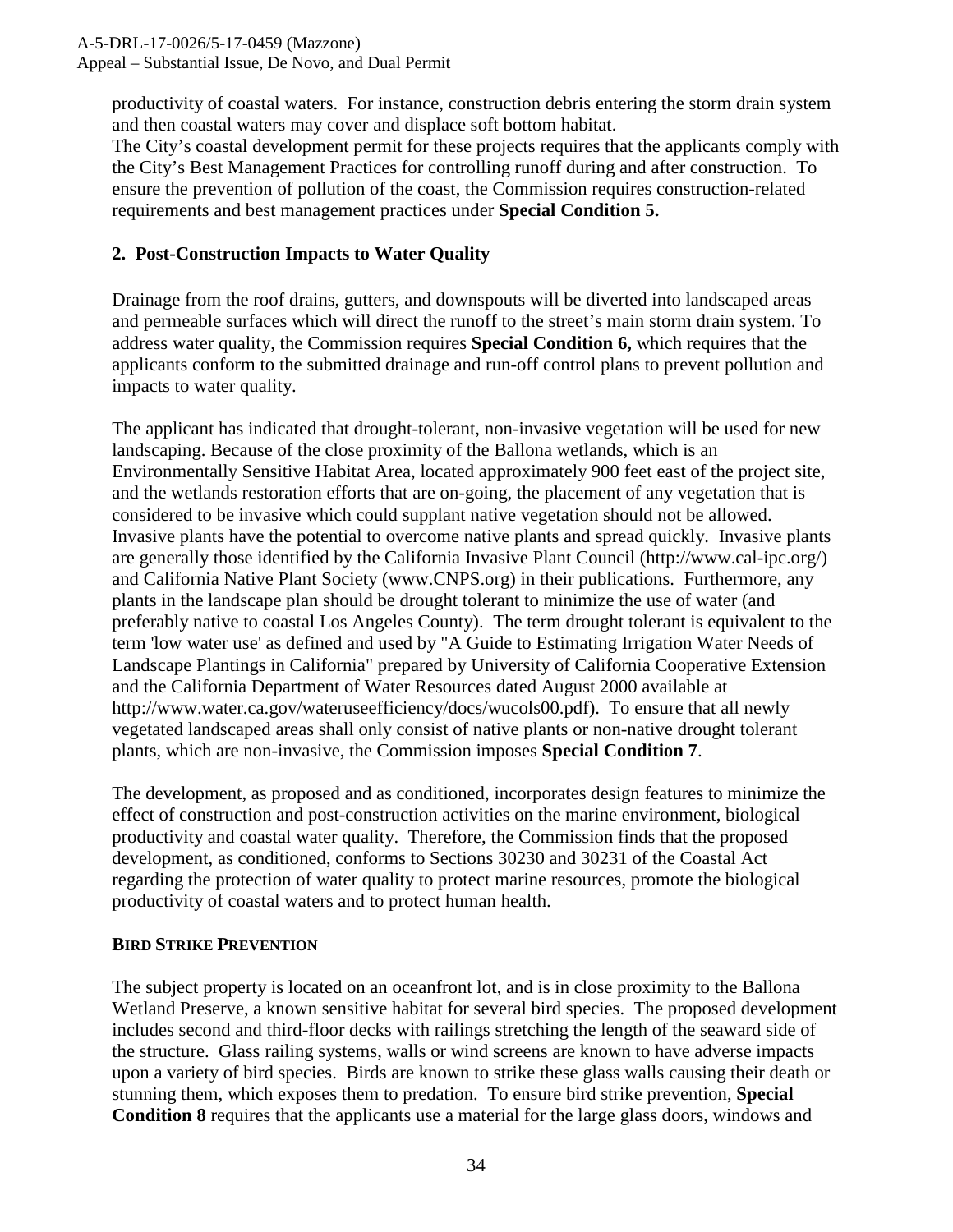productivity of coastal waters. For instance, construction debris entering the storm drain system and then coastal waters may cover and displace soft bottom habitat.
The City's coastal development permit for these projects requires that the applicants comply with the City's Best Management Practices for controlling runoff during and after construction. To ensure the prevention of pollution of the coast, the Commission requires construction-related requirements and best management practices under **Special Condition 5.**

## 2. Post-Construction Impacts to Water Quality

Drainage from the roof drains, gutters, and downspouts will be diverted into landscaped areas and permeable surfaces which will direct the runoff to the street's main storm drain system. To address water quality, the Commission requires **Special Condition 6,** which requires that the applicants conform to the submitted drainage and run-off control plans to prevent pollution and impacts to water quality.

The applicant has indicated that drought-tolerant, non-invasive vegetation will be used for new landscaping. Because of the close proximity of the Ballona wetlands, which is an Environmentally Sensitive Habitat Area, located approximately 900 feet east of the project site, and the wetlands restoration efforts that are on-going, the placement of any vegetation that is considered to be invasive which could supplant native vegetation should not be allowed. Invasive plants have the potential to overcome native plants and spread quickly. Invasive plants are generally those identified by the California Invasive Plant Council (http://www.cal-ipc.org/) and California Native Plant Society (www.CNPS.org) in their publications. Furthermore, any plants in the landscape plan should be drought tolerant to minimize the use of water (and preferably native to coastal Los Angeles County). The term drought tolerant is equivalent to the term 'low water use' as defined and used by "A Guide to Estimating Irrigation Water Needs of Landscape Plantings in California" prepared by University of California Cooperative Extension and the California Department of Water Resources dated August 2000 available at http://www.water.ca.gov/wateruseefficiency/docs/wucols00.pdf). To ensure that all newly vegetated landscaped areas shall only consist of native plants or non-native drought tolerant plants, which are non-invasive, the Commission imposes **Special Condition 7**.

The development, as proposed and as conditioned, incorporates design features to minimize the effect of construction and post-construction activities on the marine environment, biological productivity and coastal water quality. Therefore, the Commission finds that the proposed development, as conditioned, conforms to Sections 30230 and 30231 of the Coastal Act regarding the protection of water quality to protect marine resources, promote the biological productivity of coastal waters and to protect human health.

## BIRD STRIKE PREVENTION

The subject property is located on an oceanfront lot, and is in close proximity to the Ballona Wetland Preserve, a known sensitive habitat for several bird species. The proposed development includes second and third-floor decks with railings stretching the length of the seaward side of the structure. Glass railing systems, walls or wind screens are known to have adverse impacts upon a variety of bird species. Birds are known to strike these glass walls causing their death or stunning them, which exposes them to predation. To ensure bird strike prevention, **Special Condition 8** requires that the applicants use a material for the large glass doors, windows and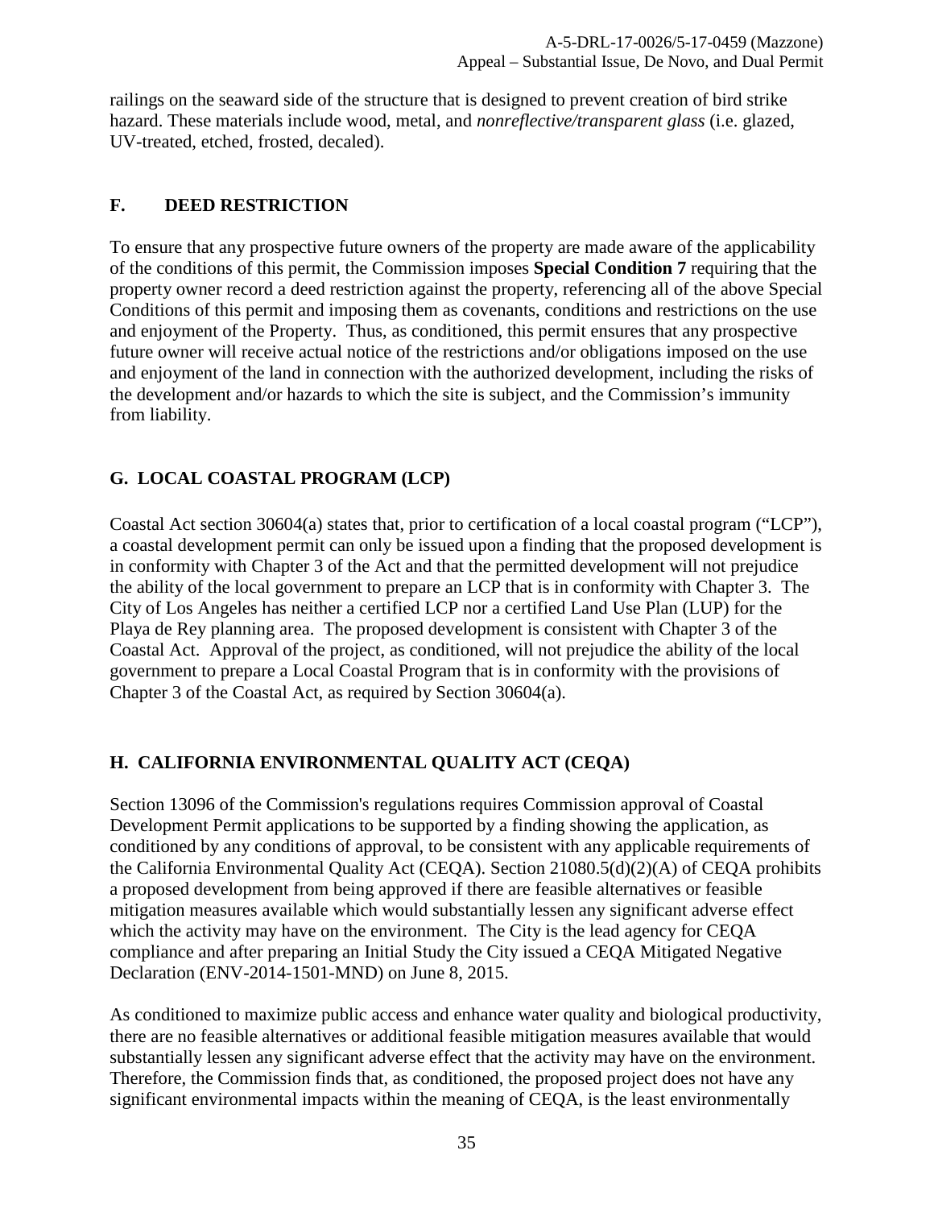railings on the seaward side of the structure that is designed to prevent creation of bird strike hazard. These materials include wood, metal, and *nonreflective/transparent glass* (i.e. glazed, UV-treated, etched, frosted, decaled).

## F. DEED RESTRICTION

To ensure that any prospective future owners of the property are made aware of the applicability of the conditions of this permit, the Commission imposes **Special Condition 7** requiring that the property owner record a deed restriction against the property, referencing all of the above Special Conditions of this permit and imposing them as covenants, conditions and restrictions on the use and enjoyment of the Property. Thus, as conditioned, this permit ensures that any prospective future owner will receive actual notice of the restrictions and/or obligations imposed on the use and enjoyment of the land in connection with the authorized development, including the risks of the development and/or hazards to which the site is subject, and the Commission's immunity from liability.

## G. LOCAL COASTAL PROGRAM (LCP)

Coastal Act section 30604(a) states that, prior to certification of a local coastal program ("LCP"), a coastal development permit can only be issued upon a finding that the proposed development is in conformity with Chapter 3 of the Act and that the permitted development will not prejudice the ability of the local government to prepare an LCP that is in conformity with Chapter 3. The City of Los Angeles has neither a certified LCP nor a certified Land Use Plan (LUP) for the Playa de Rey planning area. The proposed development is consistent with Chapter 3 of the Coastal Act. Approval of the project, as conditioned, will not prejudice the ability of the local government to prepare a Local Coastal Program that is in conformity with the provisions of Chapter 3 of the Coastal Act, as required by Section 30604(a).

## H. CALIFORNIA ENVIRONMENTAL QUALITY ACT (CEQA)

Section 13096 of the Commission's regulations requires Commission approval of Coastal Development Permit applications to be supported by a finding showing the application, as conditioned by any conditions of approval, to be consistent with any applicable requirements of the California Environmental Quality Act (CEQA). Section 21080.5(d)(2)(A) of CEQA prohibits a proposed development from being approved if there are feasible alternatives or feasible mitigation measures available which would substantially lessen any significant adverse effect which the activity may have on the environment. The City is the lead agency for CEQA compliance and after preparing an Initial Study the City issued a CEQA Mitigated Negative Declaration (ENV-2014-1501-MND) on June 8, 2015.

As conditioned to maximize public access and enhance water quality and biological productivity, there are no feasible alternatives or additional feasible mitigation measures available that would substantially lessen any significant adverse effect that the activity may have on the environment. Therefore, the Commission finds that, as conditioned, the proposed project does not have any significant environmental impacts within the meaning of CEQA, is the least environmentally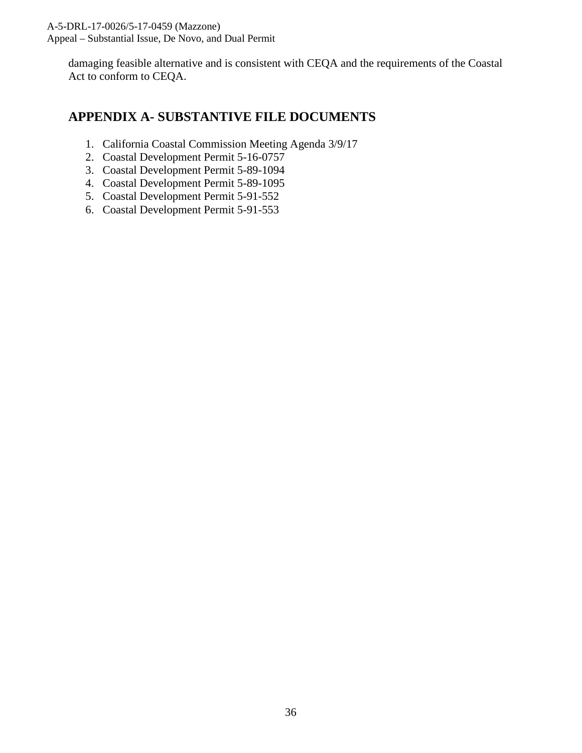damaging feasible alternative and is consistent with CEQA and the requirements of the Coastal Act to conform to CEQA.

## APPENDIX A- SUBSTANTIVE FILE DOCUMENTS

1. California Coastal Commission Meeting Agenda 3/9/17
2. Coastal Development Permit 5-16-0757
3. Coastal Development Permit 5-89-1094
4. Coastal Development Permit 5-89-1095
5. Coastal Development Permit 5-91-552
6. Coastal Development Permit 5-91-553